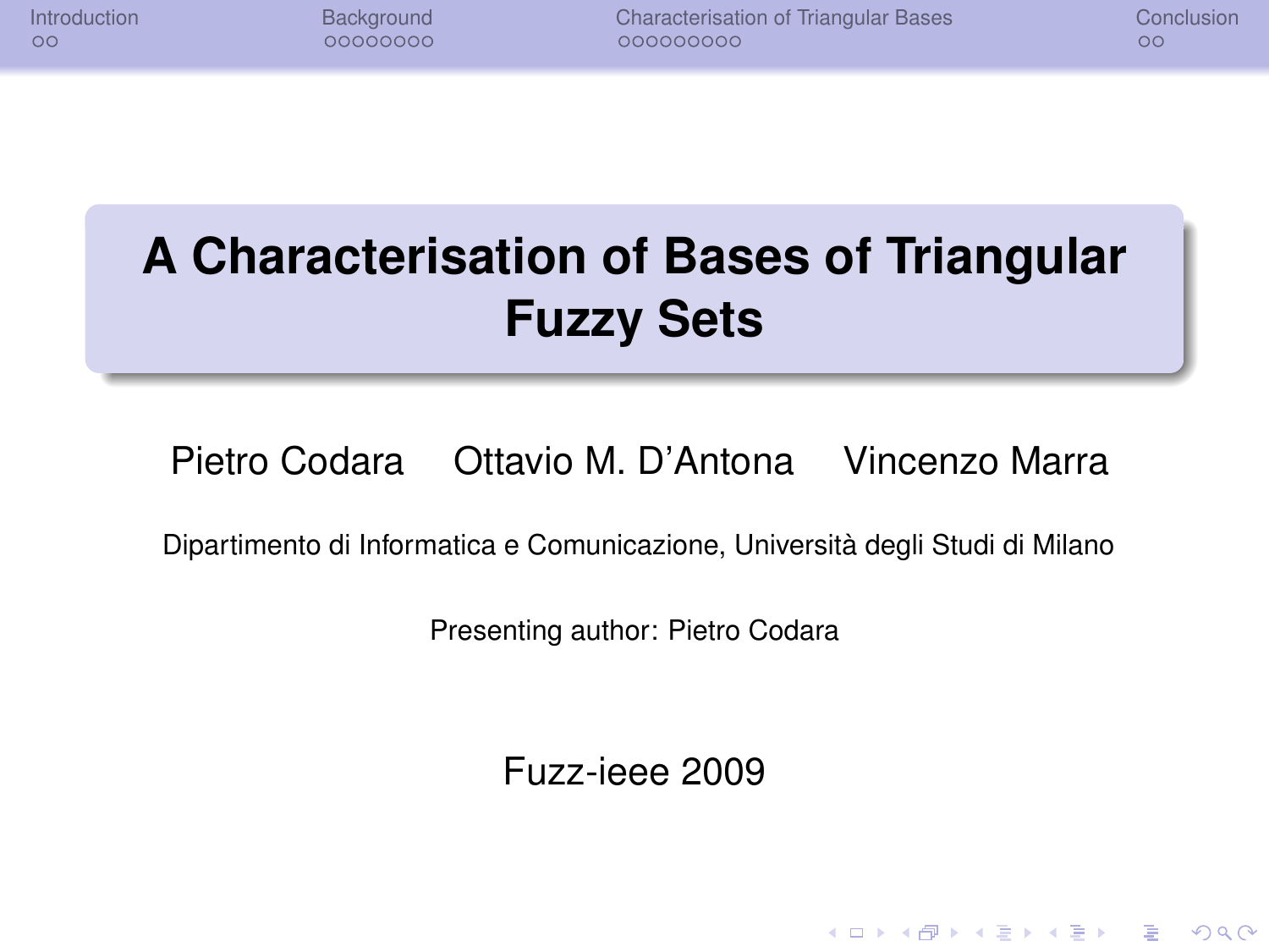# A Characterisation of Bases of Triangular Fuzzy Sets

Pietro Codara  Ottavio M. D'Antona  Vincenzo Marra

Dipartimento di Informatica e Comunicazione, Università degli Studi di Milano

Presenting author: Pietro Codara

Fuzz-ieee 2009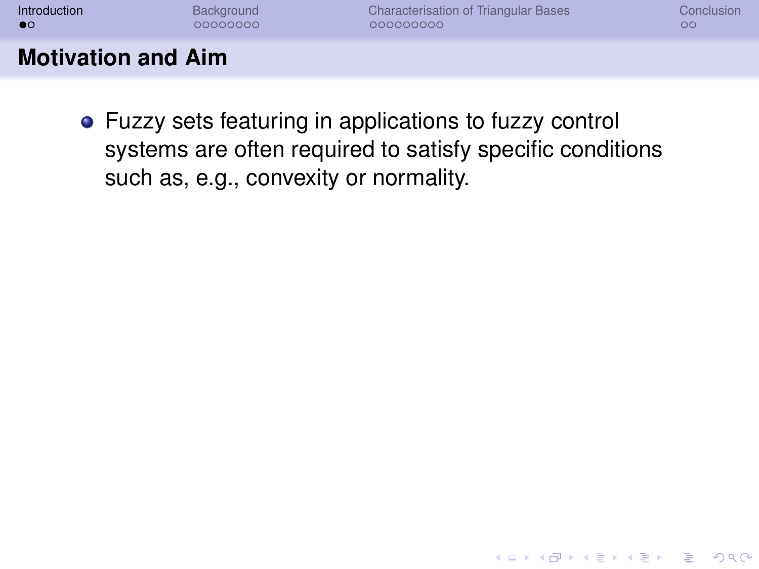## Motivation and Aim

- Fuzzy sets featuring in applications to fuzzy control systems are often required to satisfy specific conditions such as, e.g., convexity or normality.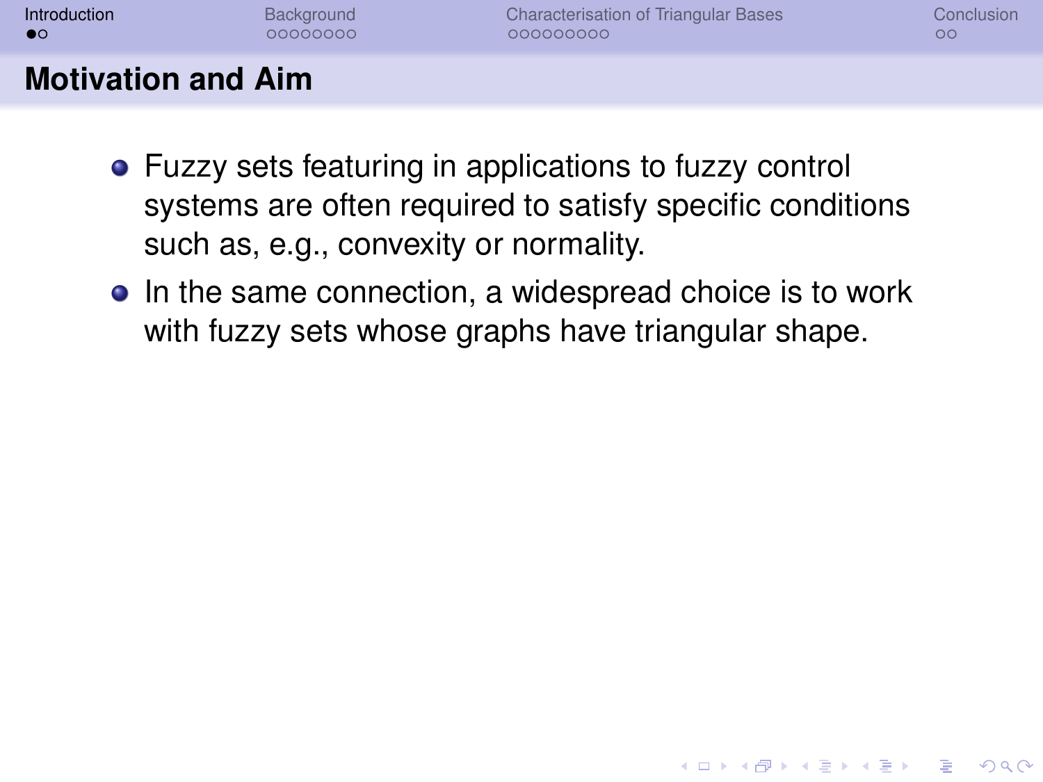## Motivation and Aim

- Fuzzy sets featuring in applications to fuzzy control systems are often required to satisfy specific conditions such as, e.g., convexity or normality.
- In the same connection, a widespread choice is to work with fuzzy sets whose graphs have triangular shape.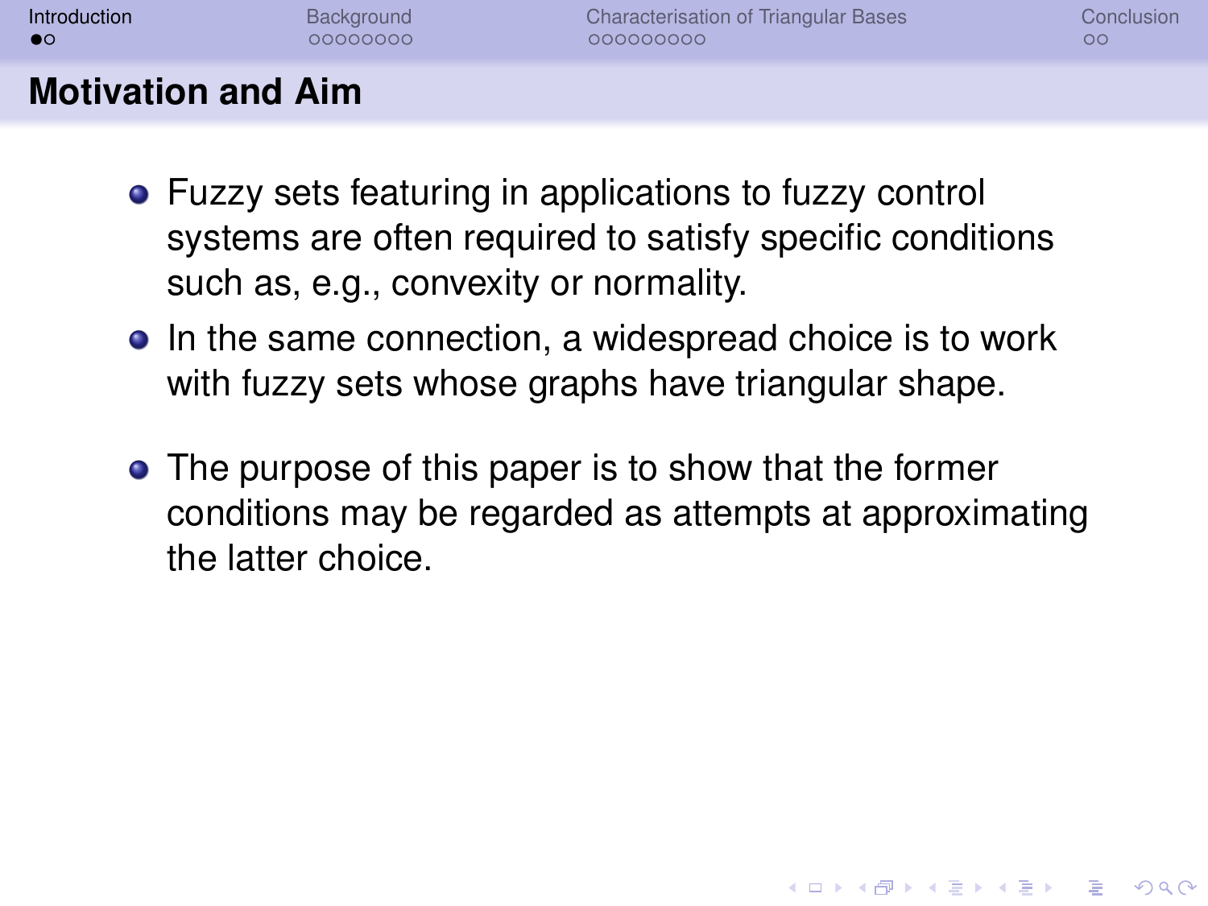## Motivation and Aim

- Fuzzy sets featuring in applications to fuzzy control systems are often required to satisfy specific conditions such as, e.g., convexity or normality.
- In the same connection, a widespread choice is to work with fuzzy sets whose graphs have triangular shape.
- The purpose of this paper is to show that the former conditions may be regarded as attempts at approximating the latter choice.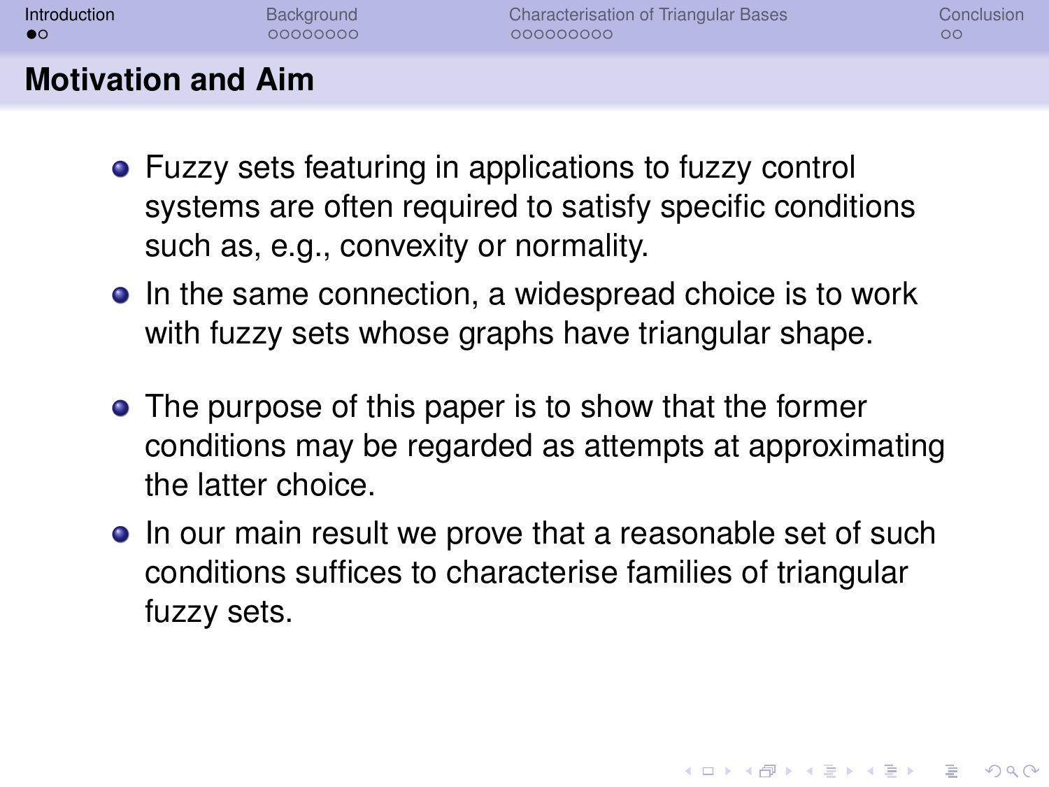## Motivation and Aim

- Fuzzy sets featuring in applications to fuzzy control systems are often required to satisfy specific conditions such as, e.g., convexity or normality.
- In the same connection, a widespread choice is to work with fuzzy sets whose graphs have triangular shape.

- The purpose of this paper is to show that the former conditions may be regarded as attempts at approximating the latter choice.
- In our main result we prove that a reasonable set of such conditions suffices to characterise families of triangular fuzzy sets.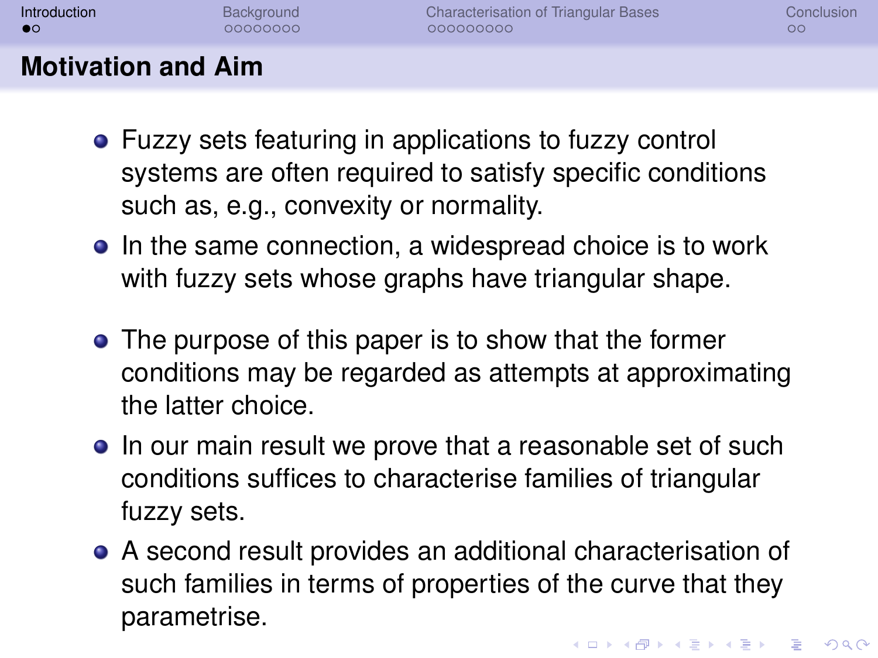## Motivation and Aim

- Fuzzy sets featuring in applications to fuzzy control systems are often required to satisfy specific conditions such as, e.g., convexity or normality.
- In the same connection, a widespread choice is to work with fuzzy sets whose graphs have triangular shape.

- The purpose of this paper is to show that the former conditions may be regarded as attempts at approximating the latter choice.
- In our main result we prove that a reasonable set of such conditions suffices to characterise families of triangular fuzzy sets.
- A second result provides an additional characterisation of such families in terms of properties of the curve that they parametrise.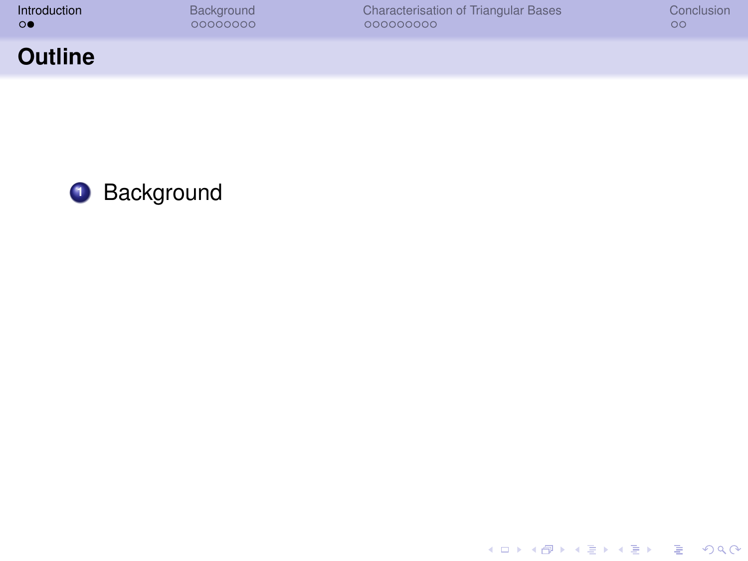# Outline

1. Background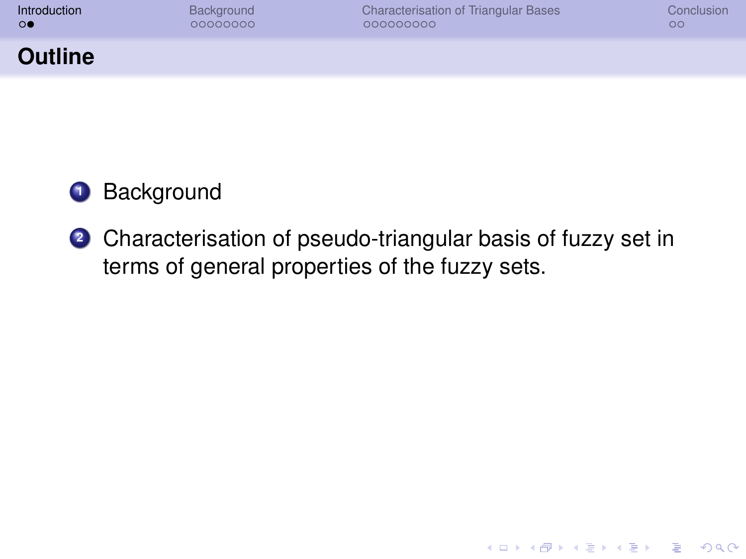## Outline

1. Background
2. Characterisation of pseudo-triangular basis of fuzzy set in terms of general properties of the fuzzy sets.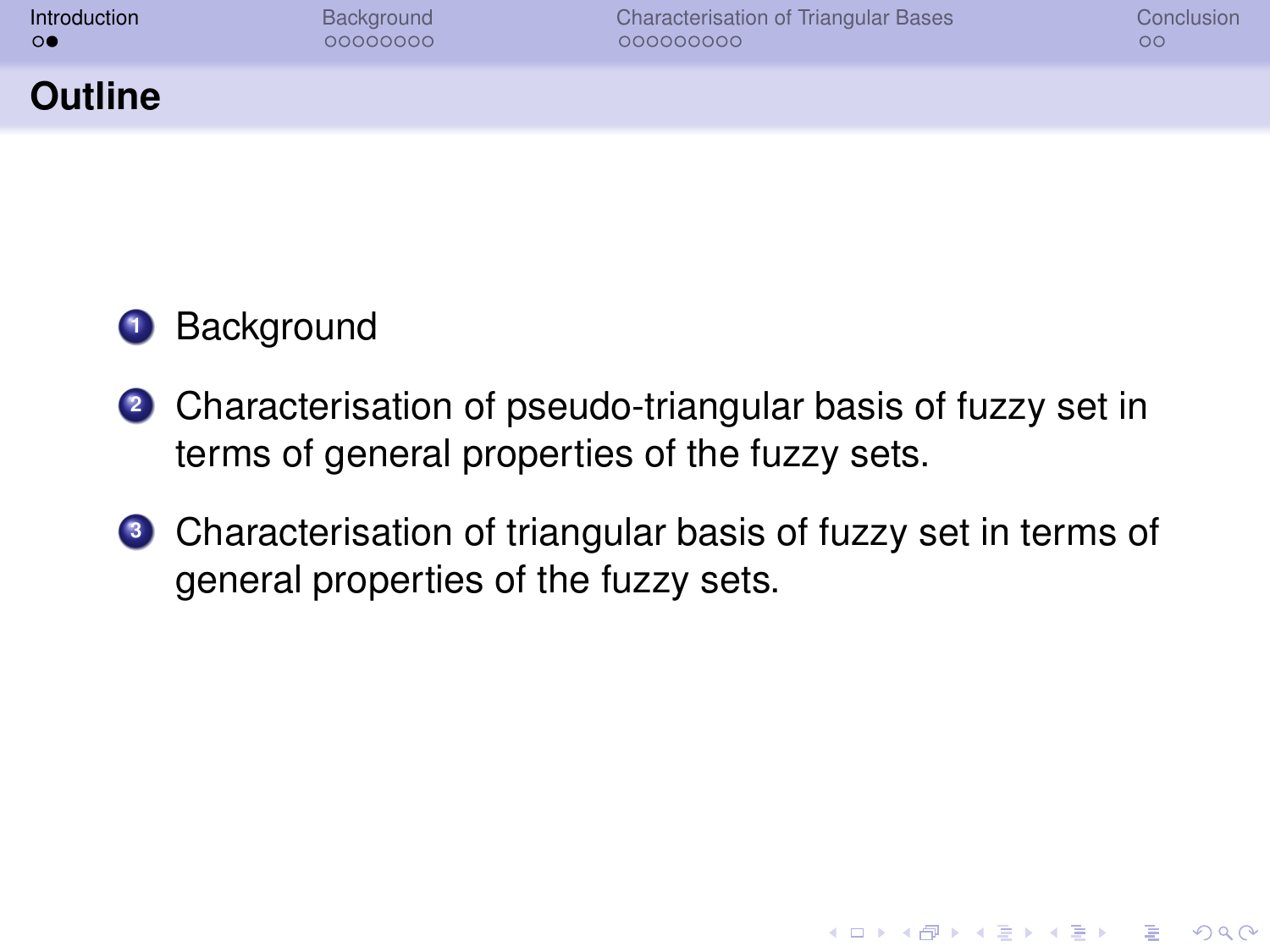## Outline

1. Background
2. Characterisation of pseudo-triangular basis of fuzzy set in terms of general properties of the fuzzy sets.
3. Characterisation of triangular basis of fuzzy set in terms of general properties of the fuzzy sets.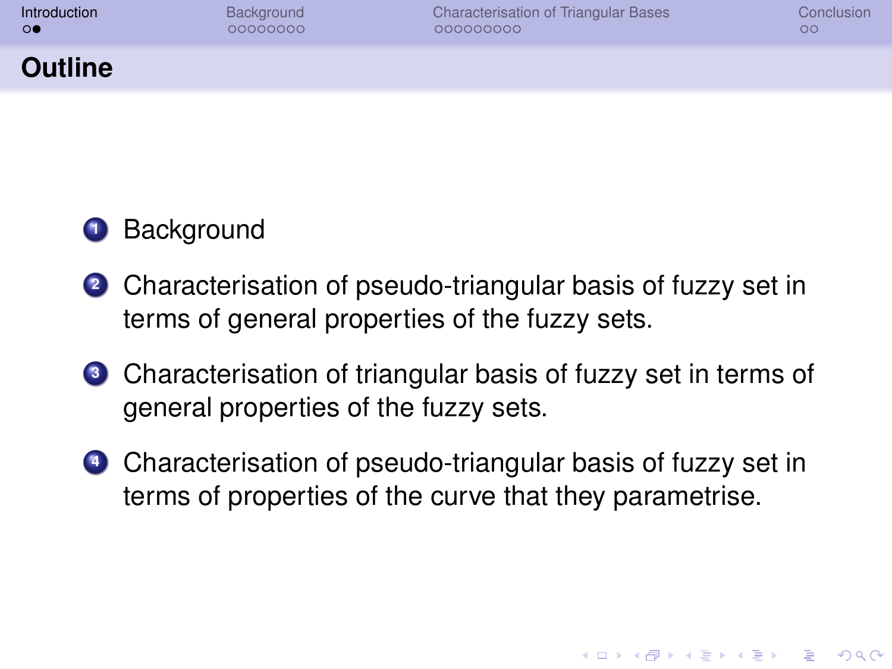## Outline

1. Background
2. Characterisation of pseudo-triangular basis of fuzzy set in terms of general properties of the fuzzy sets.
3. Characterisation of triangular basis of fuzzy set in terms of general properties of the fuzzy sets.
4. Characterisation of pseudo-triangular basis of fuzzy set in terms of properties of the curve that they parametrise.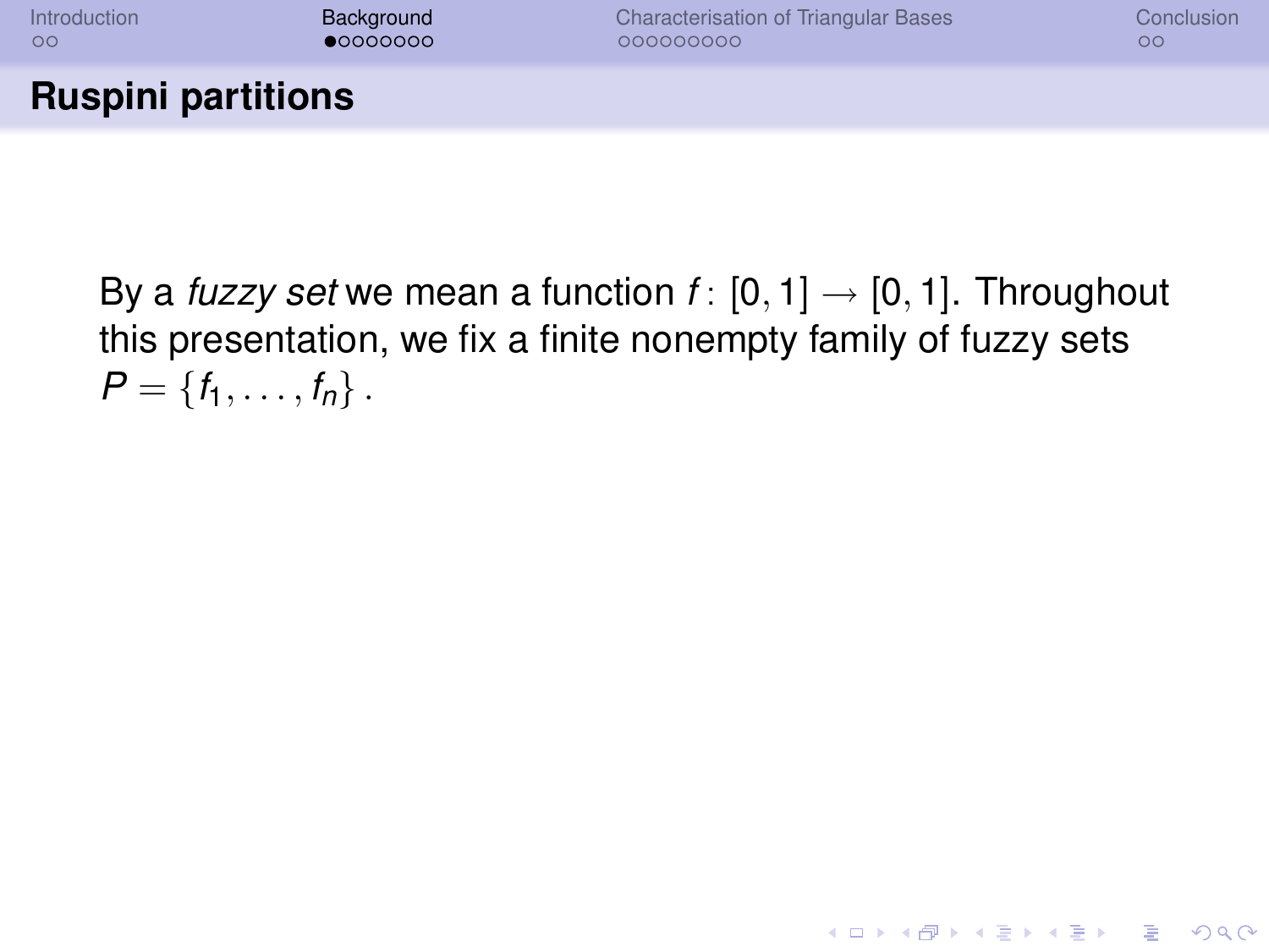## Ruspini partitions

By a *fuzzy set* we mean a function $f\colon [0,1] \to [0,1]$. Throughout this presentation, we fix a finite nonempty family of fuzzy sets $P = \{f_1, \ldots, f_n\}$.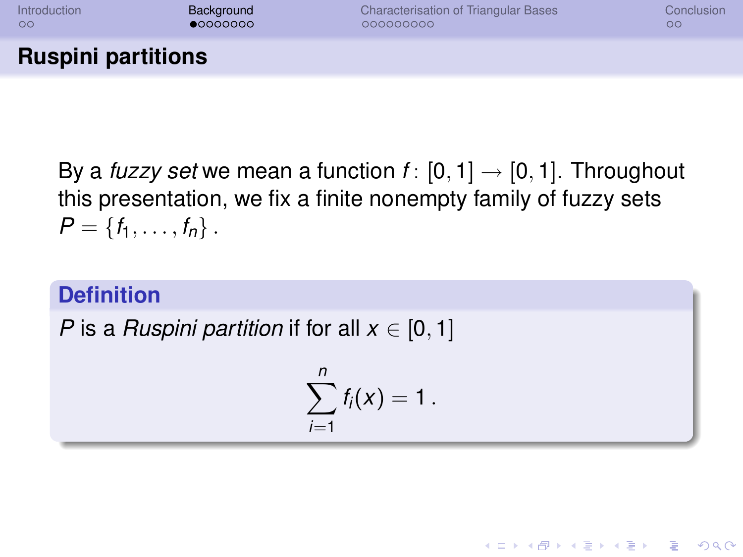## Ruspini partitions

By a *fuzzy set* we mean a function $f\colon [0,1] \to [0,1]$. Throughout this presentation, we fix a finite nonempty family of fuzzy sets $P = \{f_1, \ldots, f_n\}$ .

**Definition**

$P$ is a *Ruspini partition* if for all $x \in [0,1]$

$$\sum_{i=1}^{n} f_i(x) = 1 \, .$$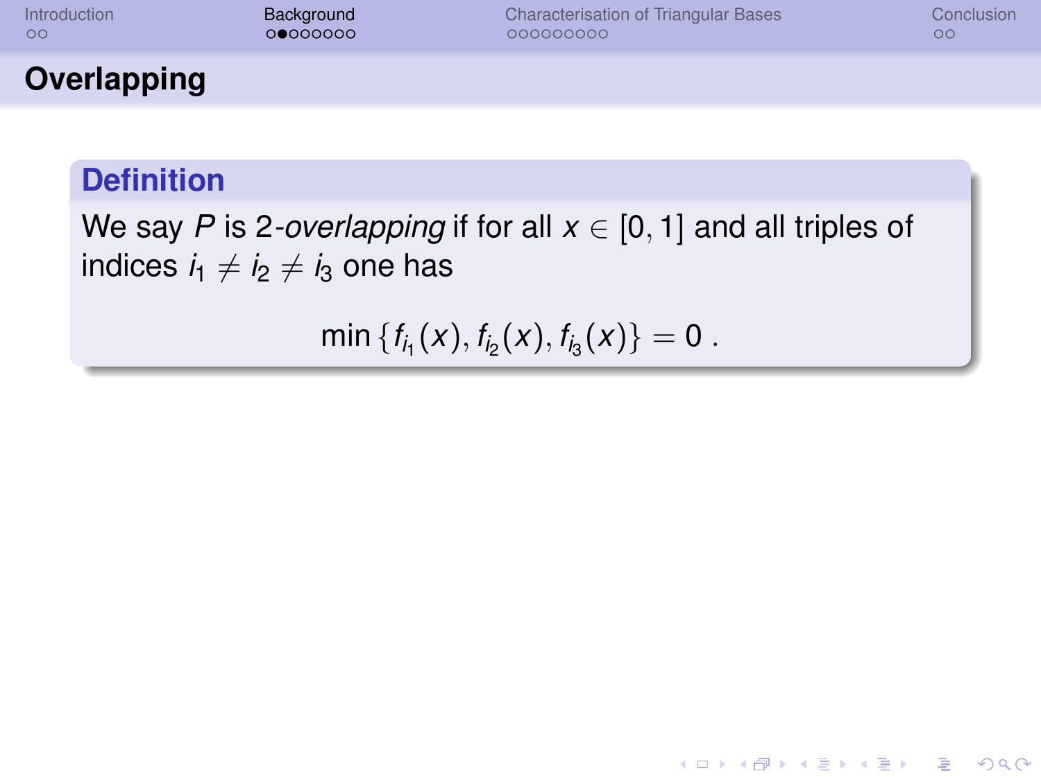## Overlapping

**Definition**

We say $P$ is 2-*overlapping* if for all $x \in [0,1]$ and all triples of indices $i_1 \neq i_2 \neq i_3$ one has

$$\min\{f_{i_1}(x), f_{i_2}(x), f_{i_3}(x)\} = 0 \, .$$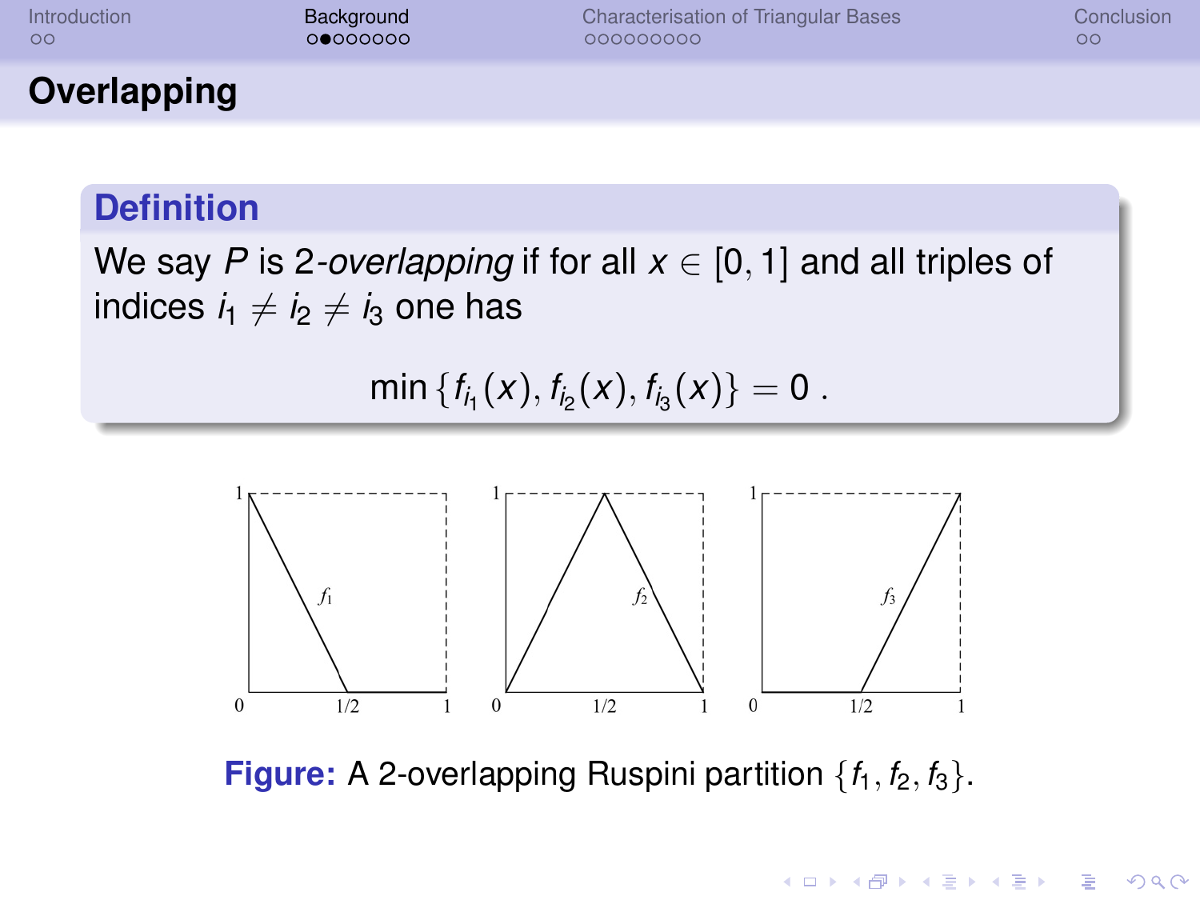## Overlapping

**Definition**

We say $P$ is 2-*overlapping* if for all $x \in [0, 1]$ and all triples of indices $i_1 \neq i_2 \neq i_3$ one has

$$\min\{f_{i_1}(x), f_{i_2}(x), f_{i_3}(x)\} = 0 \; .$$

**Figure:** A 2-overlapping Ruspini partition $\{f_1, f_2, f_3\}$.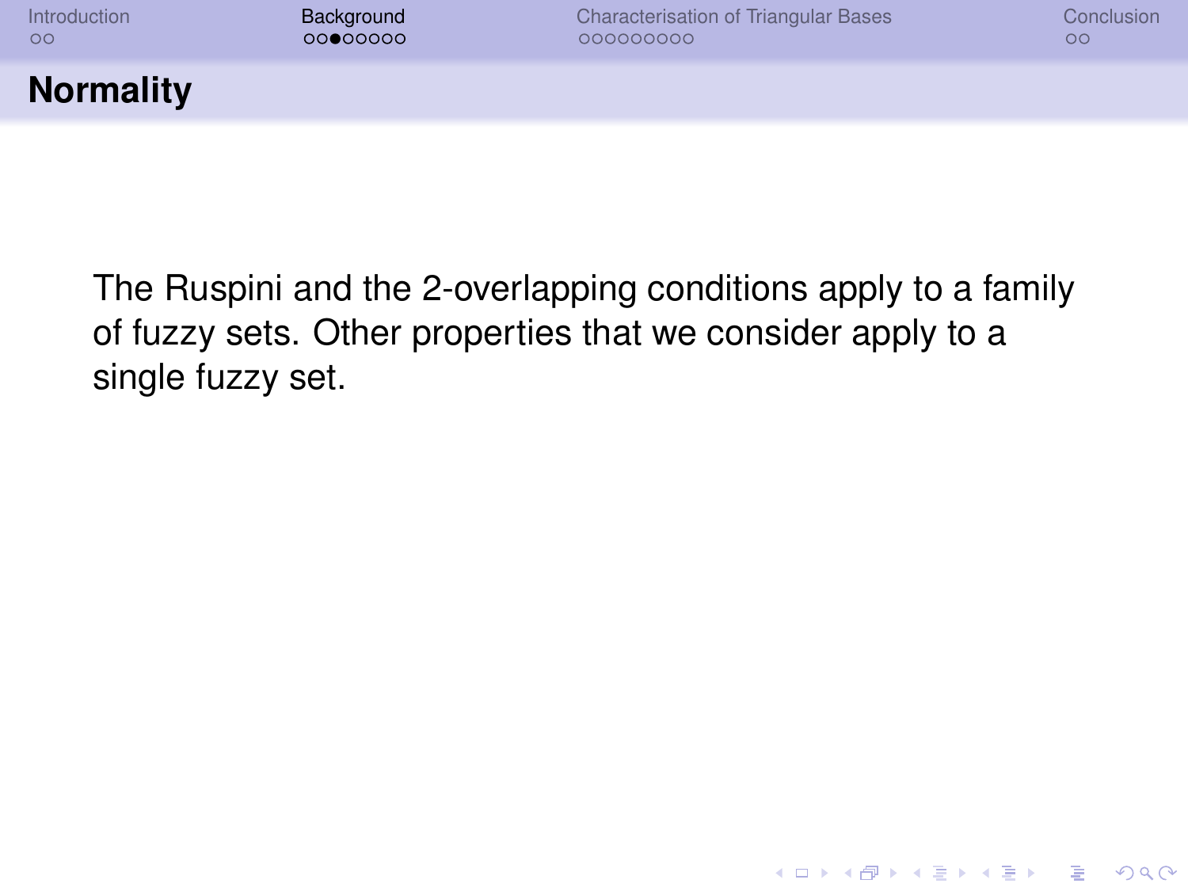## Normality

The Ruspini and the 2-overlapping conditions apply to a family of fuzzy sets. Other properties that we consider apply to a single fuzzy set.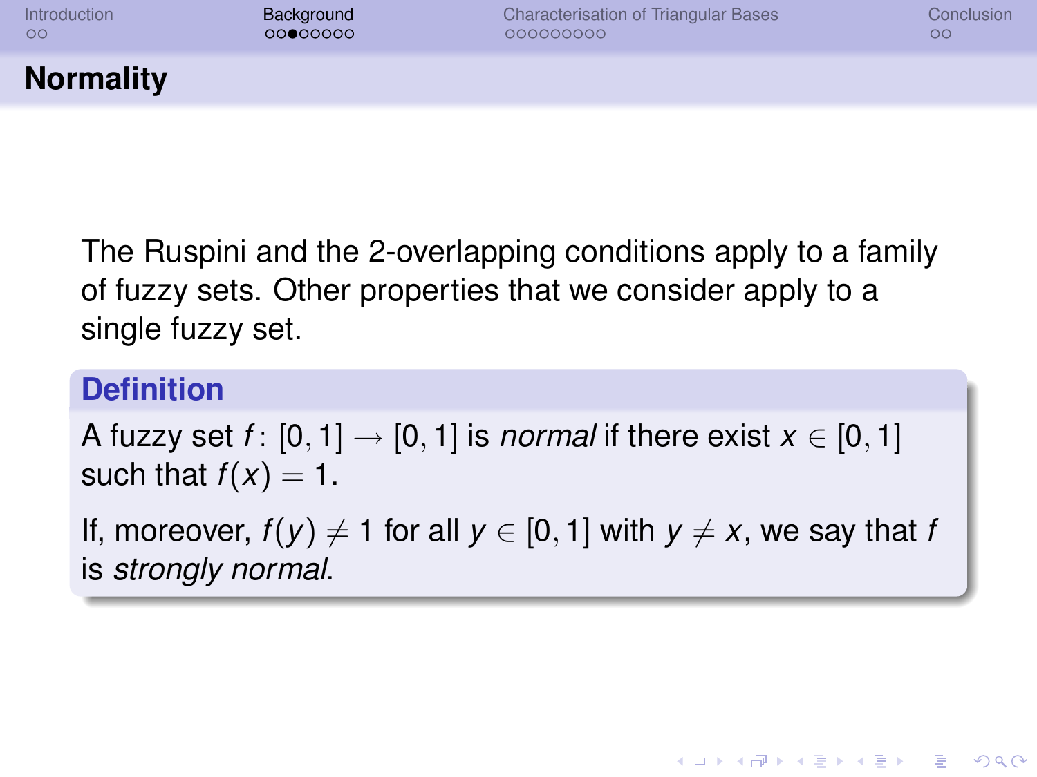## Normality

The Ruspini and the 2-overlapping conditions apply to a family of fuzzy sets. Other properties that we consider apply to a single fuzzy set.

**Definition**

A fuzzy set $f \colon [0,1] \to [0,1]$ is *normal* if there exist $x \in [0,1]$ such that $f(x) = 1$.

If, moreover, $f(y) \neq 1$ for all $y \in [0,1]$ with $y \neq x$, we say that $f$ is *strongly normal*.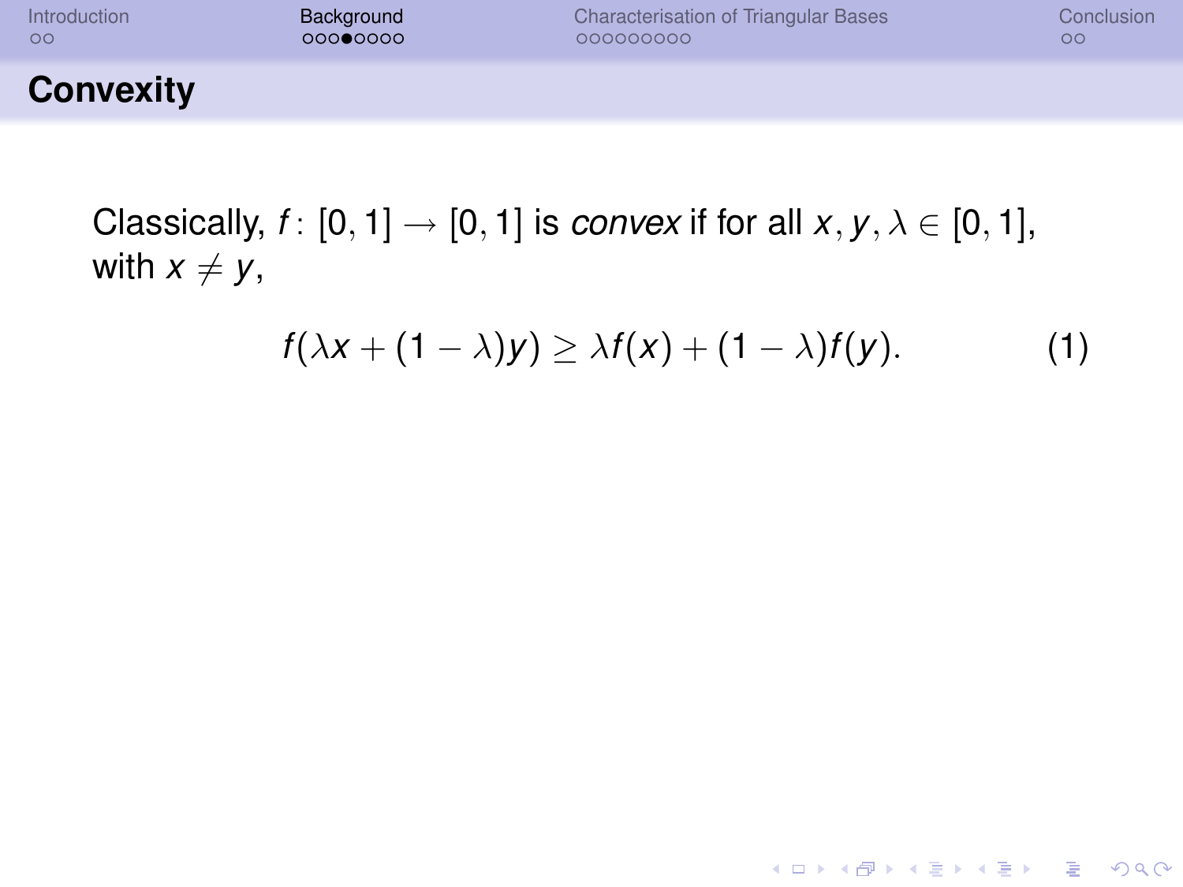## Convexity

Classically, $f\colon [0,1] \to [0,1]$ is *convex* if for all $x, y, \lambda \in [0,1]$, with $x \neq y$,

$$f(\lambda x + (1-\lambda)y) \geq \lambda f(x) + (1-\lambda) f(y). \tag{1}$$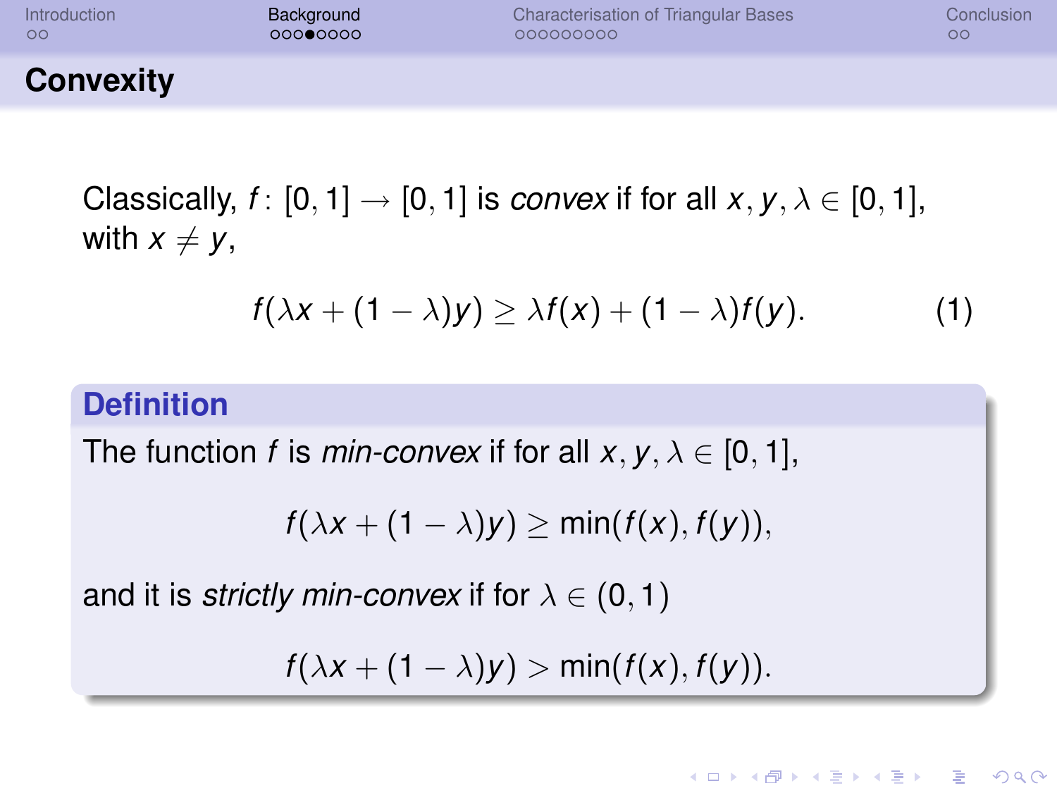## Convexity

Classically, $f\colon [0,1] \to [0,1]$ is *convex* if for all $x, y, \lambda \in [0,1]$, with $x \neq y$,

$$f(\lambda x + (1-\lambda)y) \geq \lambda f(x) + (1-\lambda)f(y). \tag{1}$$

**Definition**

The function $f$ is *min-convex* if for all $x, y, \lambda \in [0,1]$,

$$f(\lambda x + (1-\lambda)y) \geq \min(f(x), f(y)),$$

and it is *strictly min-convex* if for $\lambda \in (0,1)$

$$f(\lambda x + (1-\lambda)y) > \min(f(x), f(y)).$$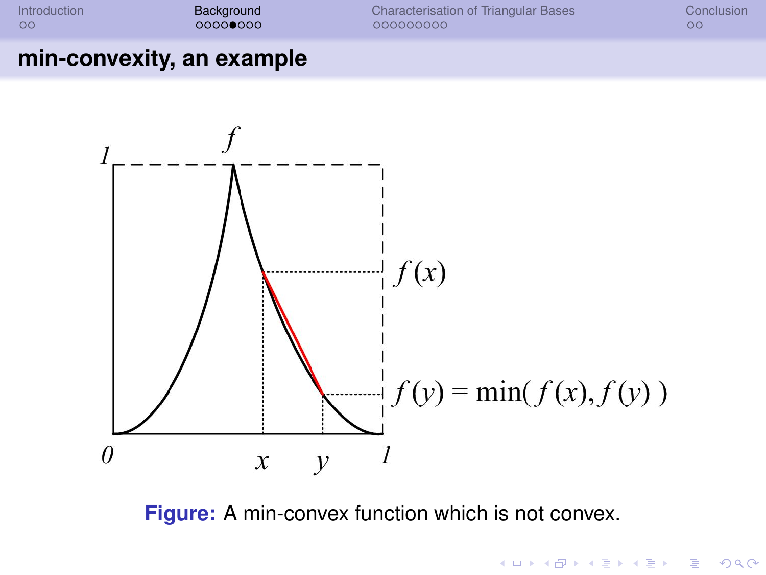## min-convexity, an example

$f$

$f(x)$

$f(y) = \min(f(x), f(y))$

$0$ $x$ $y$ $1$

**Figure:** A min-convex function which is not convex.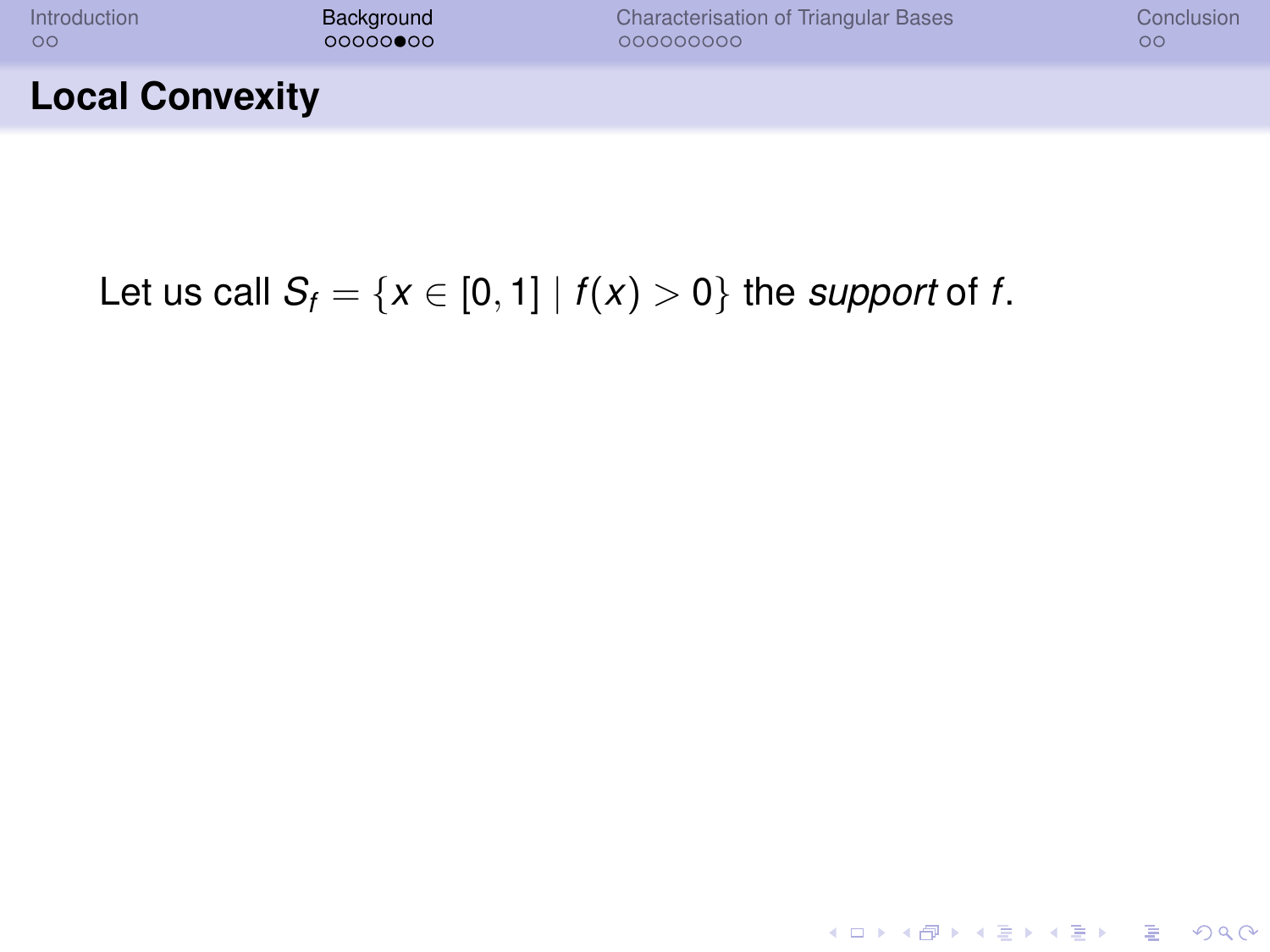## Local Convexity

Let us call $S_f = \{x \in [0,1] \mid f(x) > 0\}$ the *support* of $f$.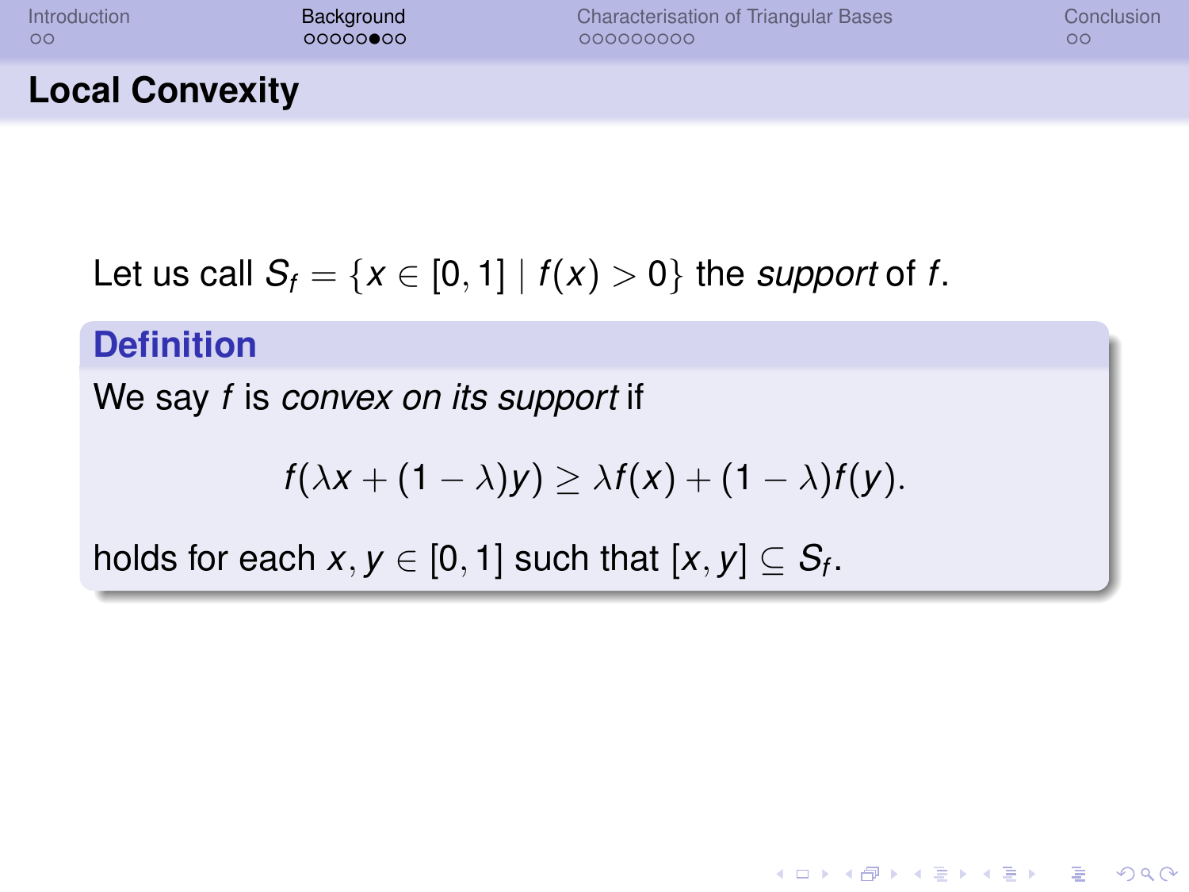## Local Convexity

Let us call $S_f = \{x \in [0, 1] \mid f(x) > 0\}$ the *support* of $f$.

**Definition**

We say $f$ is *convex on its support* if

$$f(\lambda x + (1 - \lambda)y) \geq \lambda f(x) + (1 - \lambda)f(y).$$

holds for each $x, y \in [0, 1]$ such that $[x, y] \subseteq S_f$.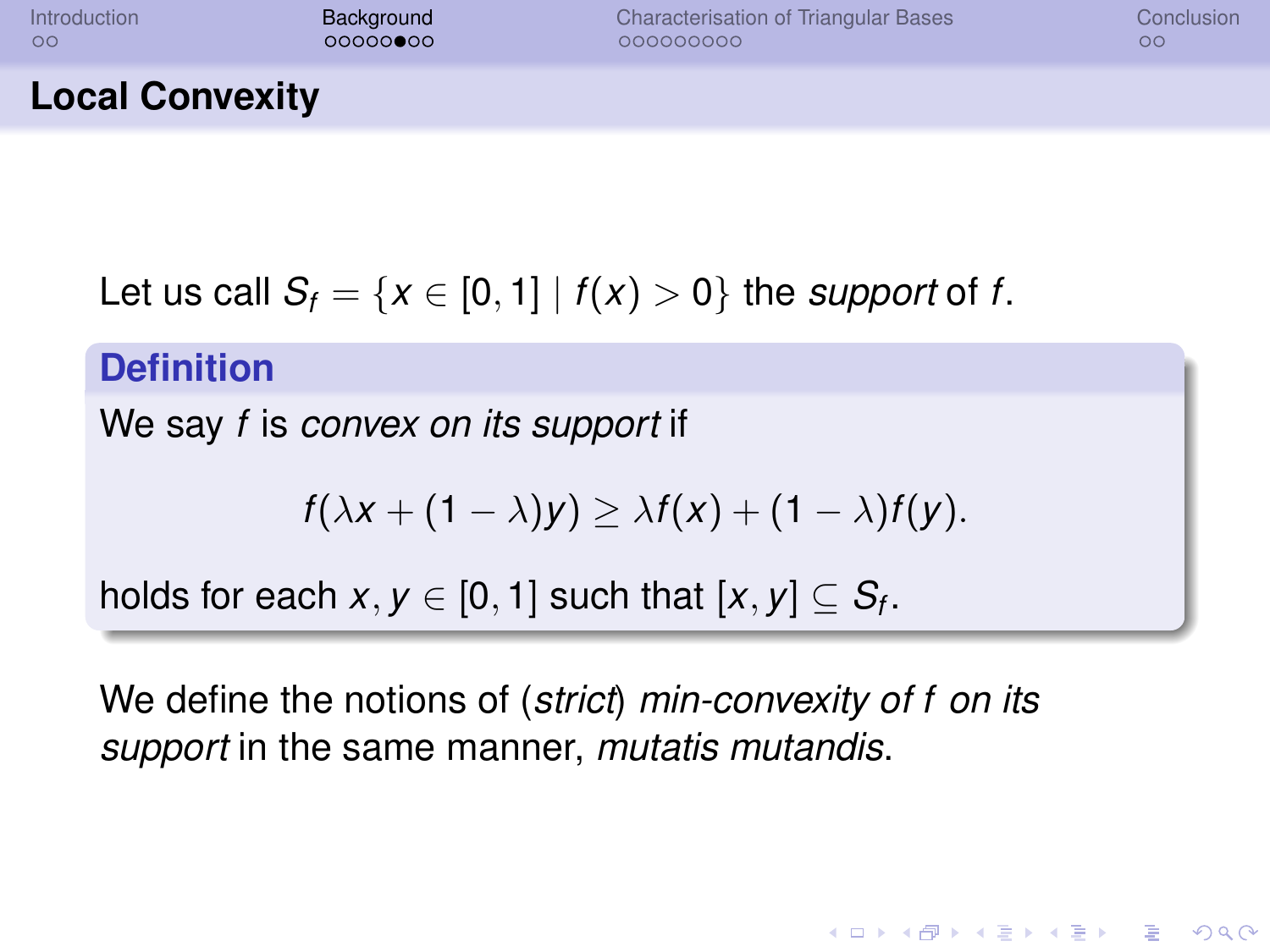## Local Convexity

Let us call $S_f = \{x \in [0, 1] \mid f(x) > 0\}$ the *support* of $f$.

**Definition**

We say $f$ is *convex on its support* if

$$f(\lambda x + (1 - \lambda)y) \geq \lambda f(x) + (1 - \lambda)f(y).$$

holds for each $x, y \in [0, 1]$ such that $[x, y] \subseteq S_f$.

We define the notions of (*strict*) *min-convexity of f on its support* in the same manner, *mutatis mutandis*.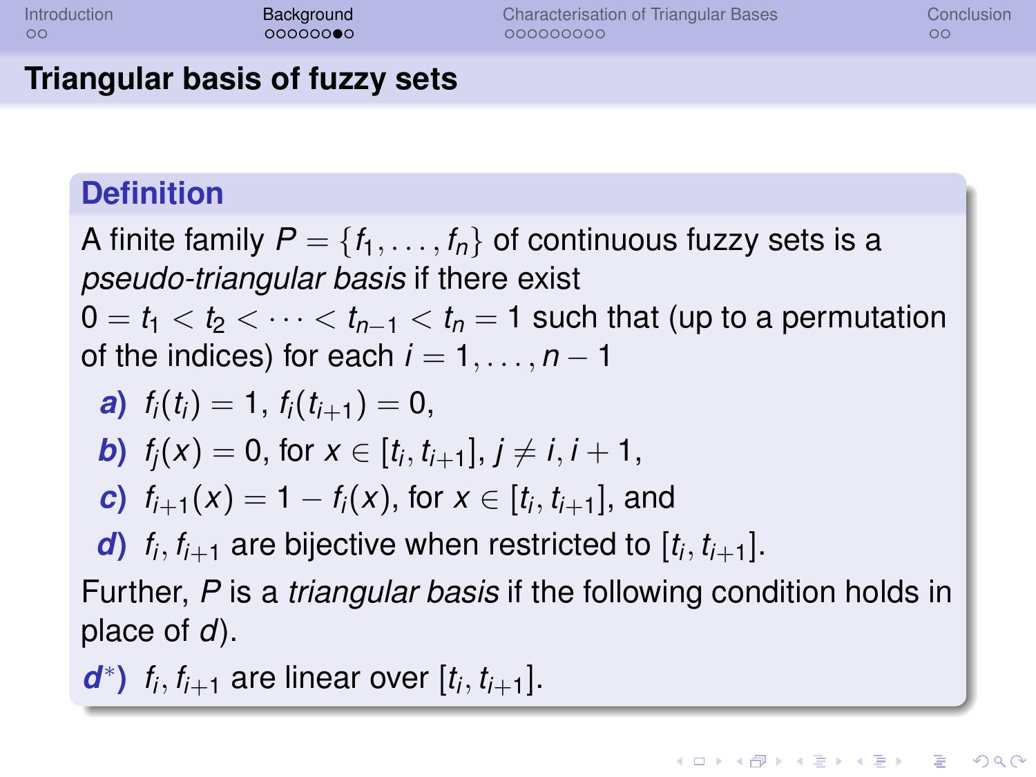## Triangular basis of fuzzy sets

**Definition**

A finite family $P = \{f_1, \ldots, f_n\}$ of continuous fuzzy sets is a *pseudo-triangular basis* if there exist $0 = t_1 < t_2 < \cdots < t_{n-1} < t_n = 1$ such that (up to a permutation of the indices) for each $i = 1, \ldots, n-1$

- **a)** $f_i(t_i) = 1$, $f_i(t_{i+1}) = 0$,
- **b)** $f_j(x) = 0$, for $x \in [t_i, t_{i+1}]$, $j \neq i, i+1$,
- **c)** $f_{i+1}(x) = 1 - f_i(x)$, for $x \in [t_i, t_{i+1}]$, and
- **d)** $f_i, f_{i+1}$ are bijective when restricted to $[t_i, t_{i+1}]$.

Further, $P$ is a *triangular basis* if the following condition holds in place of *d*).

- **$d^*$)** $f_i, f_{i+1}$ are linear over $[t_i, t_{i+1}]$.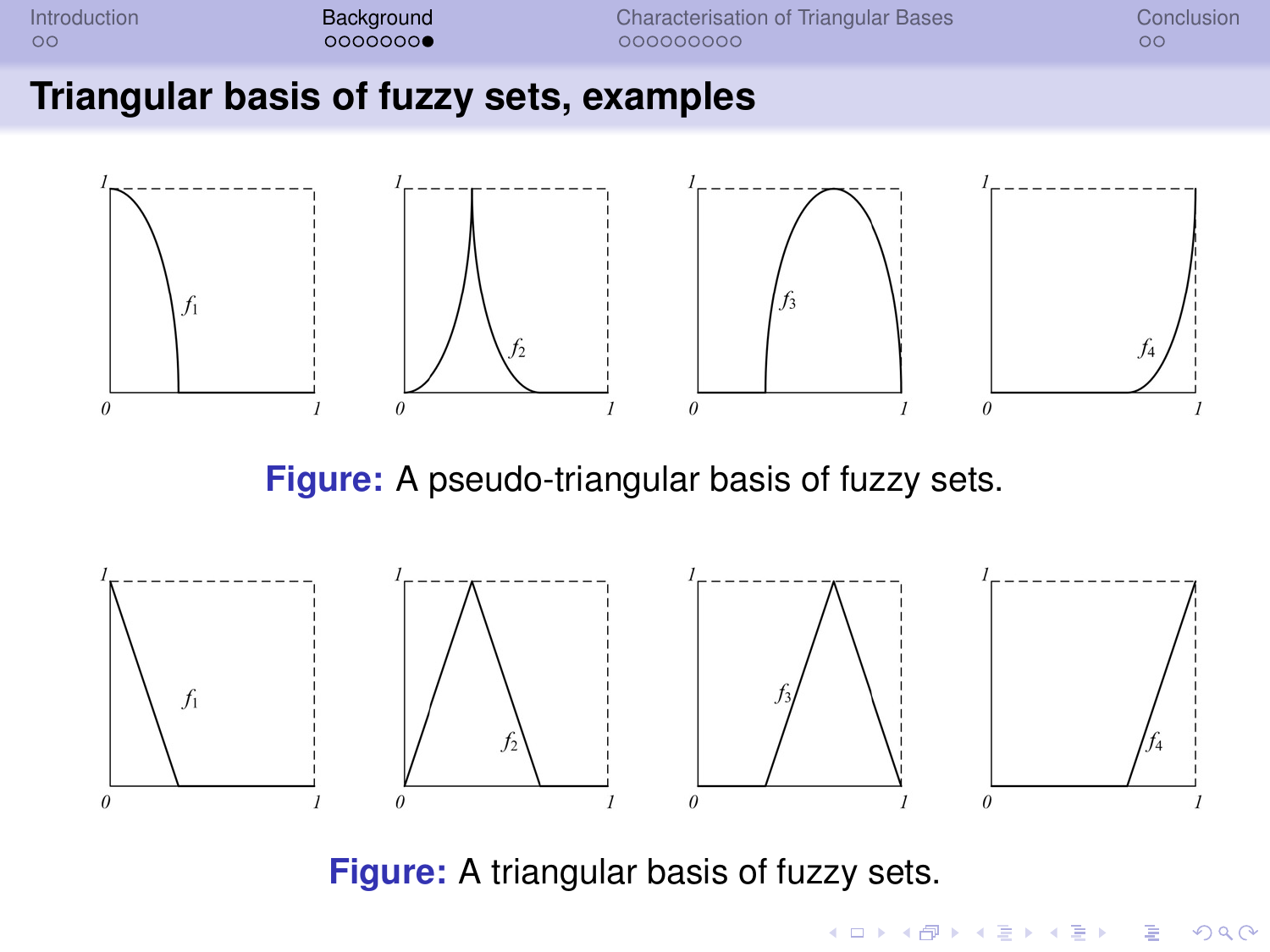# Triangular basis of fuzzy sets, examples

**Figure:** A pseudo-triangular basis of fuzzy sets.

**Figure:** A triangular basis of fuzzy sets.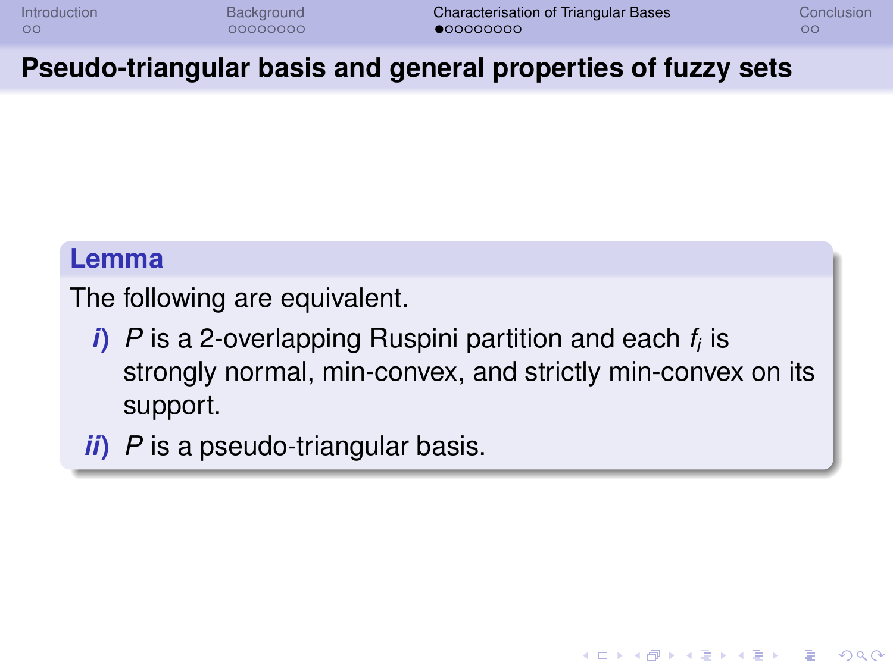## Pseudo-triangular basis and general properties of fuzzy sets

**Lemma**

The following are equivalent.

- ***i*)** $P$ is a 2-overlapping Ruspini partition and each $f_i$ is strongly normal, min-convex, and strictly min-convex on its support.
- ***ii*)** $P$ is a pseudo-triangular basis.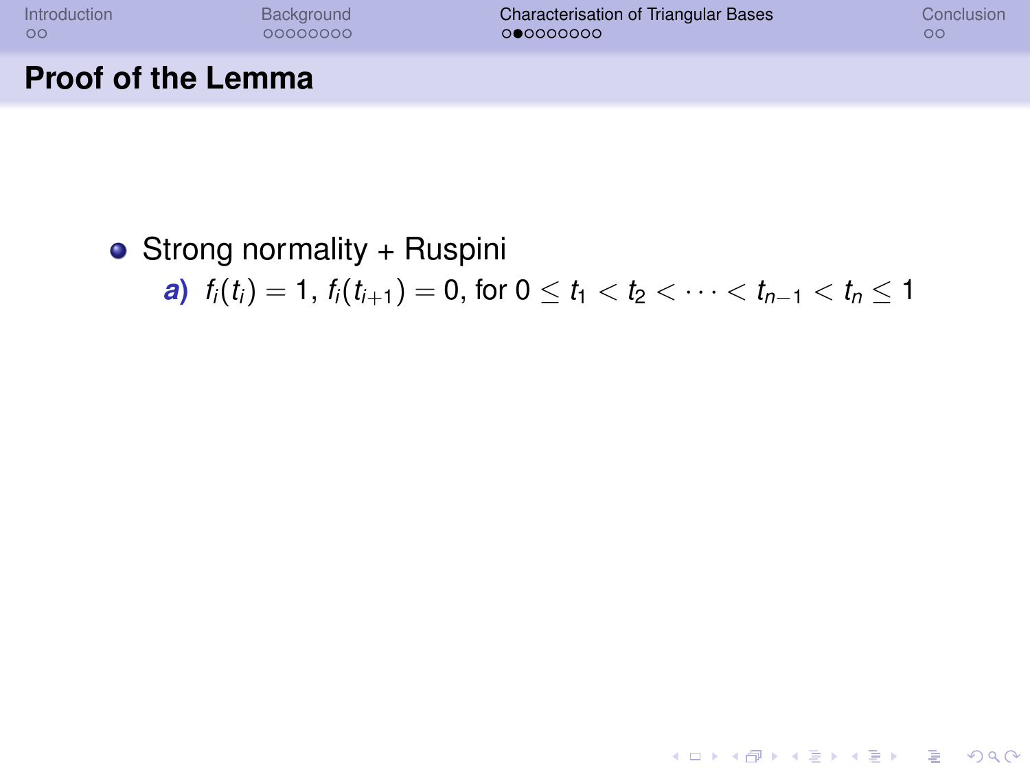## Proof of the Lemma

- Strong normality + Ruspini
  - ***a)*** $f_i(t_i) = 1$, $f_i(t_{i+1}) = 0$, for $0 \leq t_1 < t_2 < \cdots < t_{n-1} < t_n \leq 1$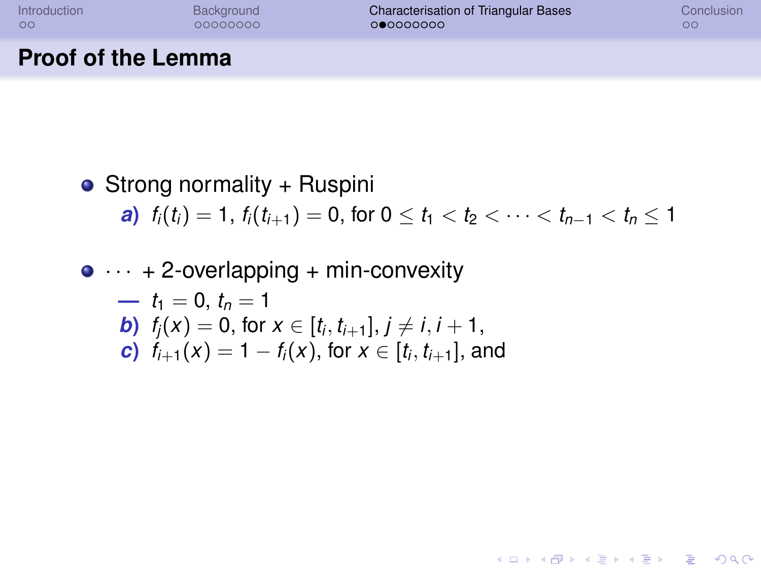## Proof of the Lemma

- Strong normality + Ruspini

  ***a)*** $f_i(t_i) = 1$, $f_i(t_{i+1}) = 0$, for $0 \leq t_1 < t_2 < \cdots < t_{n-1} < t_n \leq 1$

- $\cdots$ + 2-overlapping + min-convexity

  — $t_1 = 0$, $t_n = 1$

  ***b)*** $f_j(x) = 0$, for $x \in [t_i, t_{i+1}]$, $j \neq i, i+1$,

  ***c)*** $f_{i+1}(x) = 1 - f_i(x)$, for $x \in [t_i, t_{i+1}]$, and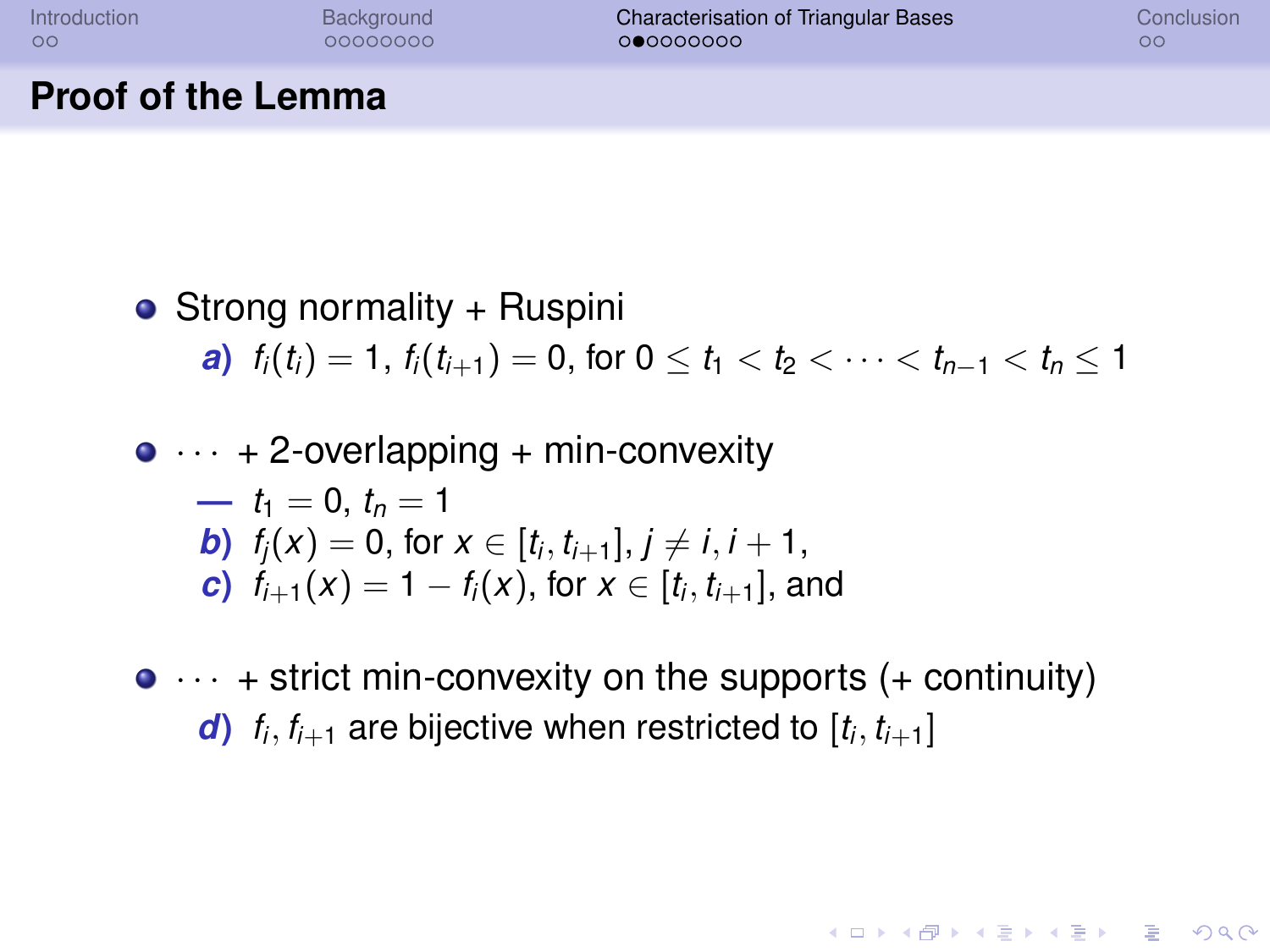## Proof of the Lemma

- Strong normality + Ruspini
  - ***a)*** $f_i(t_i) = 1$, $f_i(t_{i+1}) = 0$, for $0 \leq t_1 < t_2 < \cdots < t_{n-1} < t_n \leq 1$
- $\cdots$ + 2-overlapping + min-convexity
  - — $t_1 = 0$, $t_n = 1$
  - ***b)*** $f_j(x) = 0$, for $x \in [t_i, t_{i+1}]$, $j \neq i, i+1$,
  - ***c)*** $f_{i+1}(x) = 1 - f_i(x)$, for $x \in [t_i, t_{i+1}]$, and
- $\cdots$ + strict min-convexity on the supports (+ continuity)
  - ***d)*** $f_i, f_{i+1}$ are bijective when restricted to $[t_i, t_{i+1}]$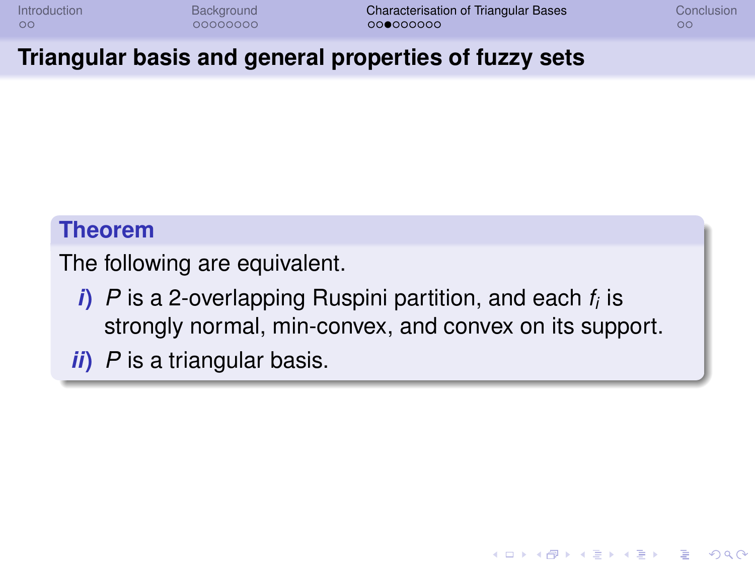## Triangular basis and general properties of fuzzy sets

**Theorem**

The following are equivalent.

- ***i)*** $P$ is a 2-overlapping Ruspini partition, and each $f_i$ is strongly normal, min-convex, and convex on its support.
- ***ii)*** $P$ is a triangular basis.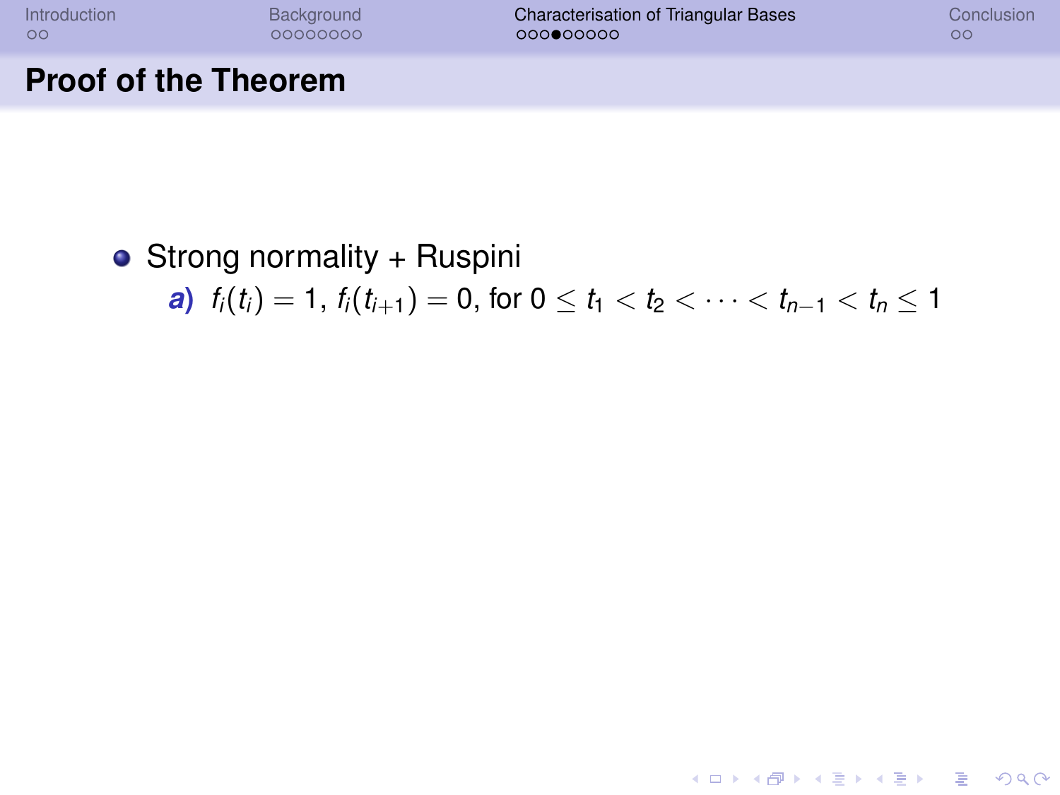## Proof of the Theorem

- Strong normality + Ruspini
  - **a)** $f_i(t_i) = 1$, $f_i(t_{i+1}) = 0$, for $0 \leq t_1 < t_2 < \cdots < t_{n-1} < t_n \leq 1$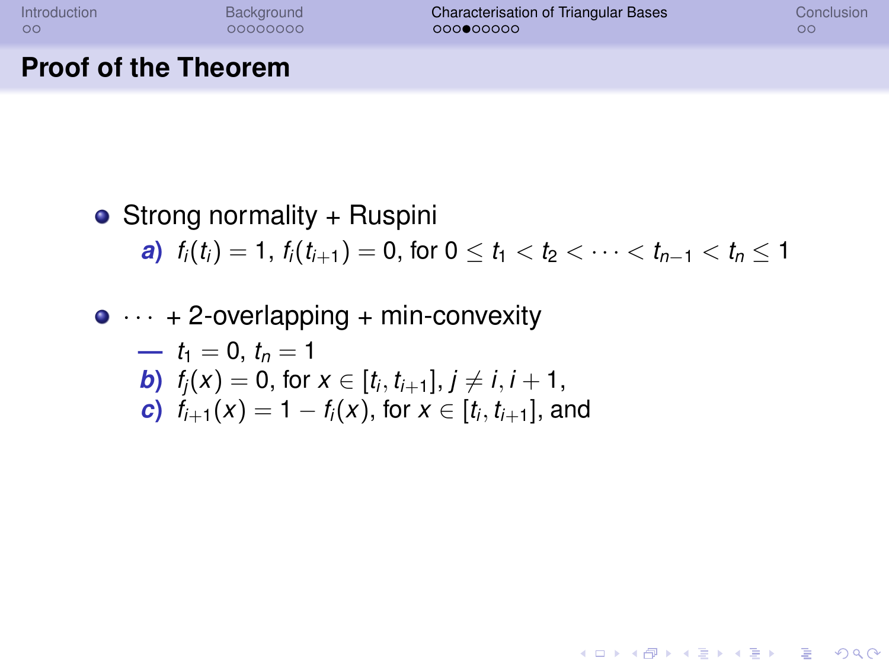## Proof of the Theorem

- Strong normality + Ruspini
  - ***a)*** $f_i(t_i) = 1$, $f_i(t_{i+1}) = 0$, for $0 \leq t_1 < t_2 < \cdots < t_{n-1} < t_n \leq 1$
- $\cdots$ + 2-overlapping + min-convexity
  - **—** $t_1 = 0$, $t_n = 1$
  - ***b)*** $f_j(x) = 0$, for $x \in [t_i, t_{i+1}]$, $j \neq i, i+1$,
  - ***c)*** $f_{i+1}(x) = 1 - f_i(x)$, for $x \in [t_i, t_{i+1}]$, and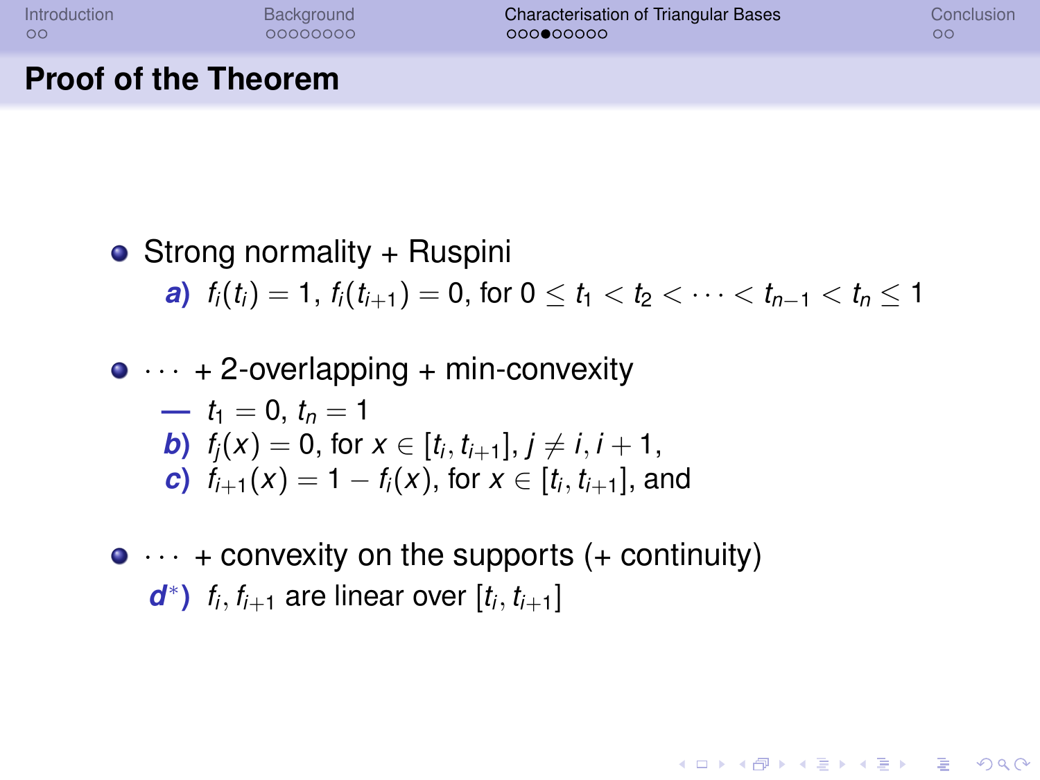## Proof of the Theorem

- Strong normality + Ruspini
  - ***a)*** $f_i(t_i) = 1$, $f_i(t_{i+1}) = 0$, for $0 \leq t_1 < t_2 < \cdots < t_{n-1} < t_n \leq 1$

- $\cdots$ + 2-overlapping + min-convexity
  - **—** $t_1 = 0$, $t_n = 1$
  - ***b)*** $f_j(x) = 0$, for $x \in [t_i, t_{i+1}]$, $j \neq i, i+1$,
  - ***c)*** $f_{i+1}(x) = 1 - f_i(x)$, for $x \in [t_i, t_{i+1}]$, and

- $\cdots$ + convexity on the supports (+ continuity)
  - ***d****)* $f_i, f_{i+1}$ are linear over $[t_i, t_{i+1}]$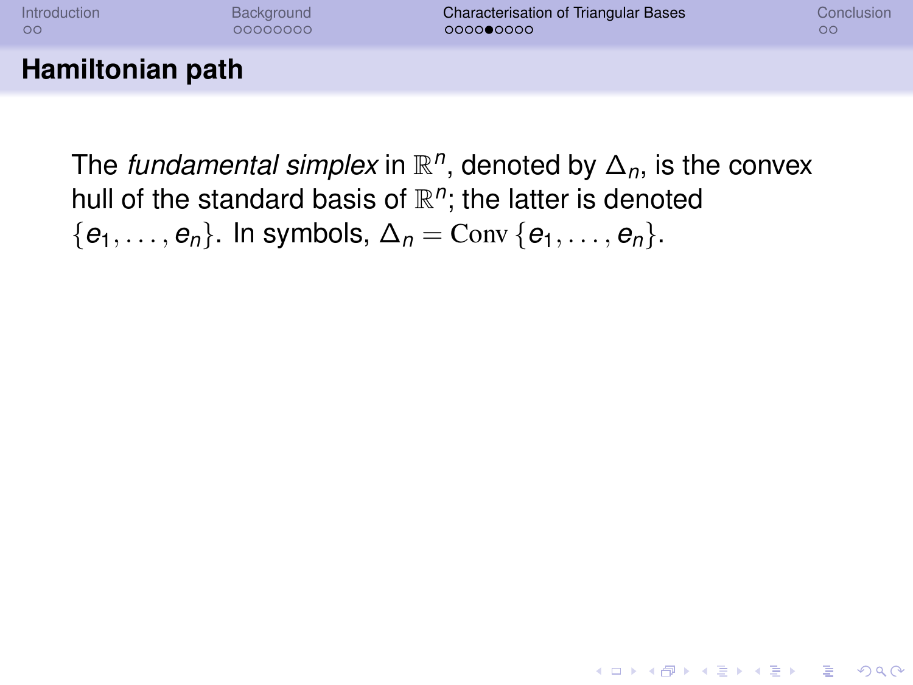## Hamiltonian path

The *fundamental simplex* in $\mathbb{R}^n$, denoted by $\Delta_n$, is the convex hull of the standard basis of $\mathbb{R}^n$; the latter is denoted $\{e_1, \ldots, e_n\}$. In symbols, $\Delta_n = \mathrm{Conv}\,\{e_1, \ldots, e_n\}$.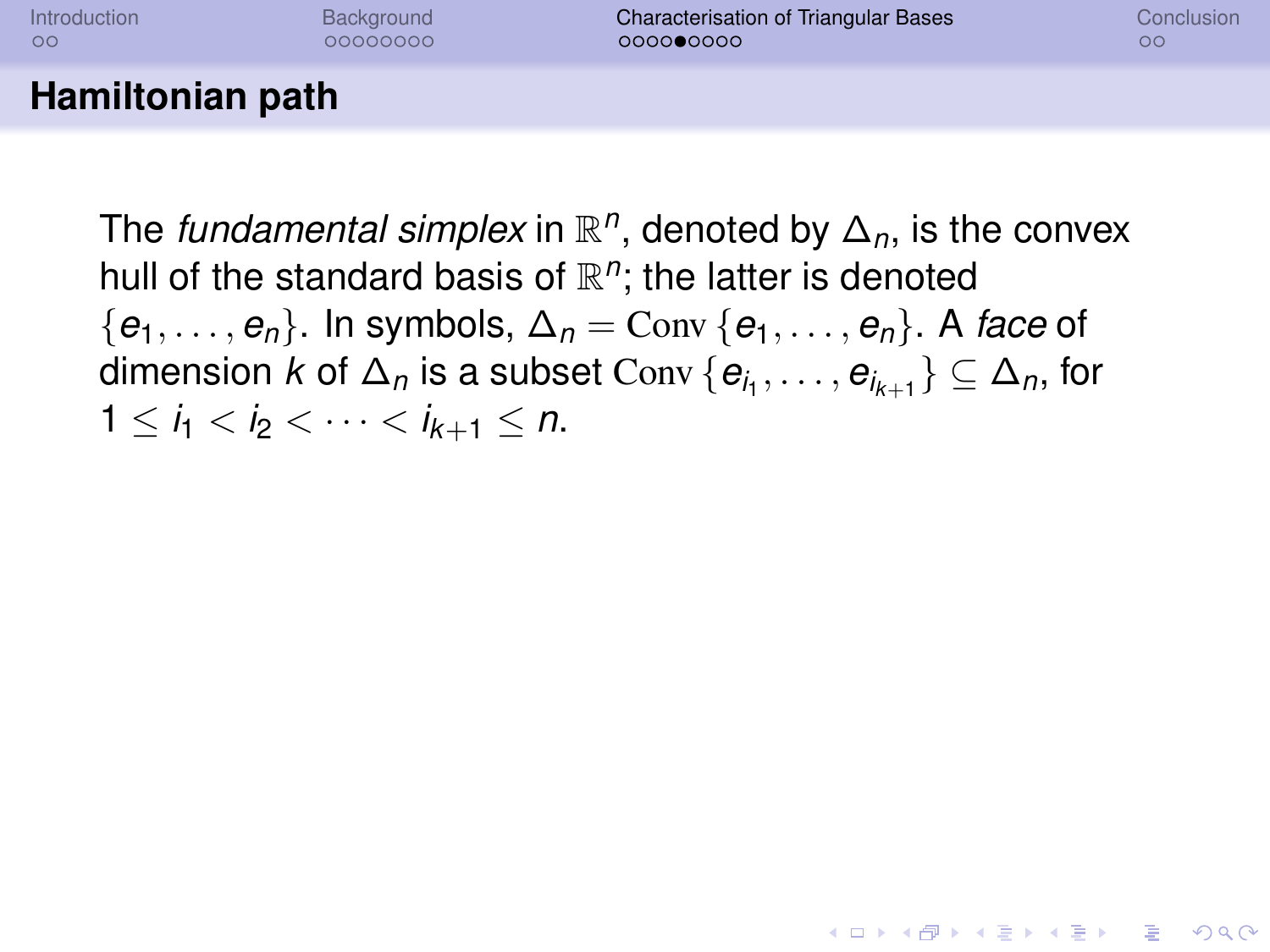## Hamiltonian path

The *fundamental simplex* in $\mathbb{R}^n$, denoted by $\Delta_n$, is the convex hull of the standard basis of $\mathbb{R}^n$; the latter is denoted $\{e_1, \ldots, e_n\}$. In symbols, $\Delta_n = \mathrm{Conv}\{e_1, \ldots, e_n\}$. A *face* of dimension $k$ of $\Delta_n$ is a subset $\mathrm{Conv}\{e_{i_1}, \ldots, e_{i_{k+1}}\} \subseteq \Delta_n$, for $1 \leq i_1 < i_2 < \cdots < i_{k+1} \leq n$.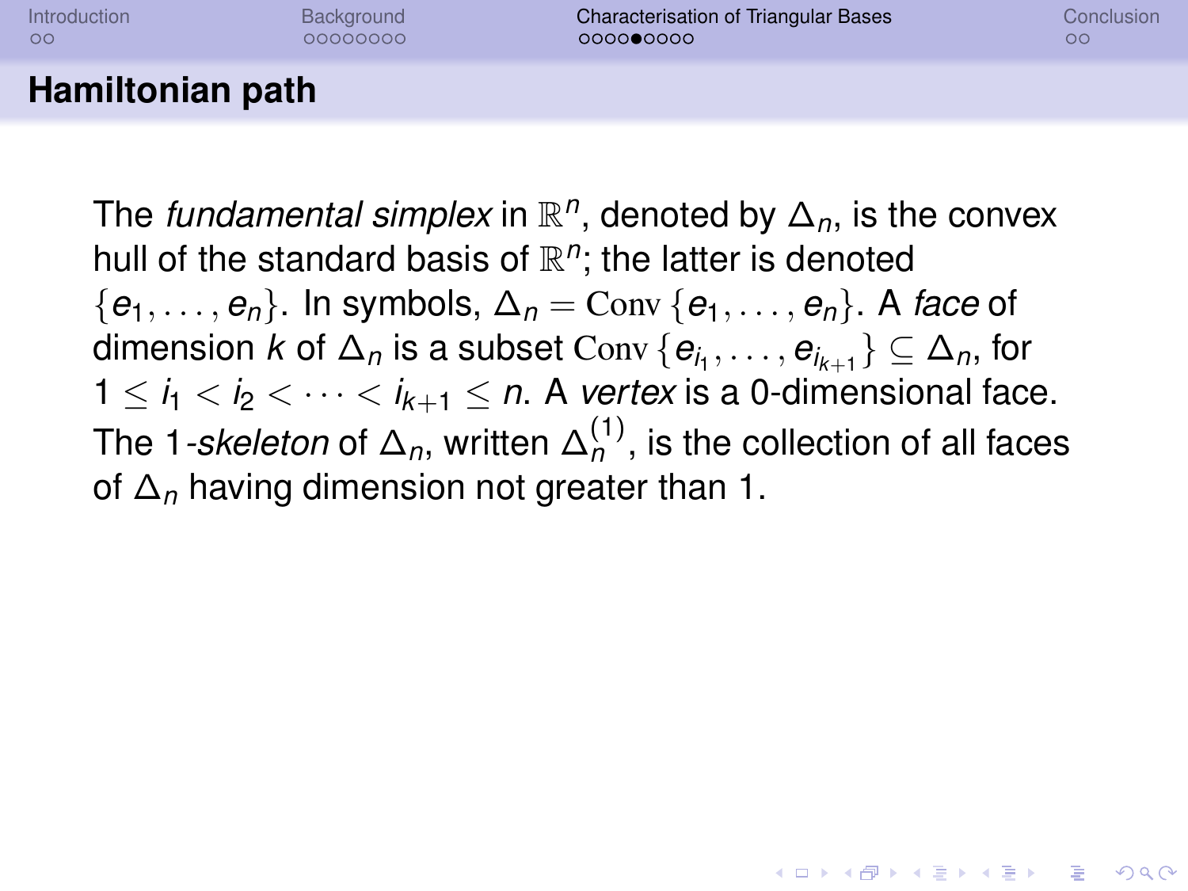## Hamiltonian path

The *fundamental simplex* in $\mathbb{R}^n$, denoted by $\Delta_n$, is the convex hull of the standard basis of $\mathbb{R}^n$; the latter is denoted $\{e_1, \ldots, e_n\}$. In symbols, $\Delta_n = \mathrm{Conv}\,\{e_1, \ldots, e_n\}$. A *face* of dimension $k$ of $\Delta_n$ is a subset $\mathrm{Conv}\,\{e_{i_1}, \ldots, e_{i_{k+1}}\} \subseteq \Delta_n$, for $1 \leq i_1 < i_2 < \cdots < i_{k+1} \leq n$. A *vertex* is a 0-dimensional face. The 1-*skeleton* of $\Delta_n$, written $\Delta_n^{(1)}$, is the collection of all faces of $\Delta_n$ having dimension not greater than 1.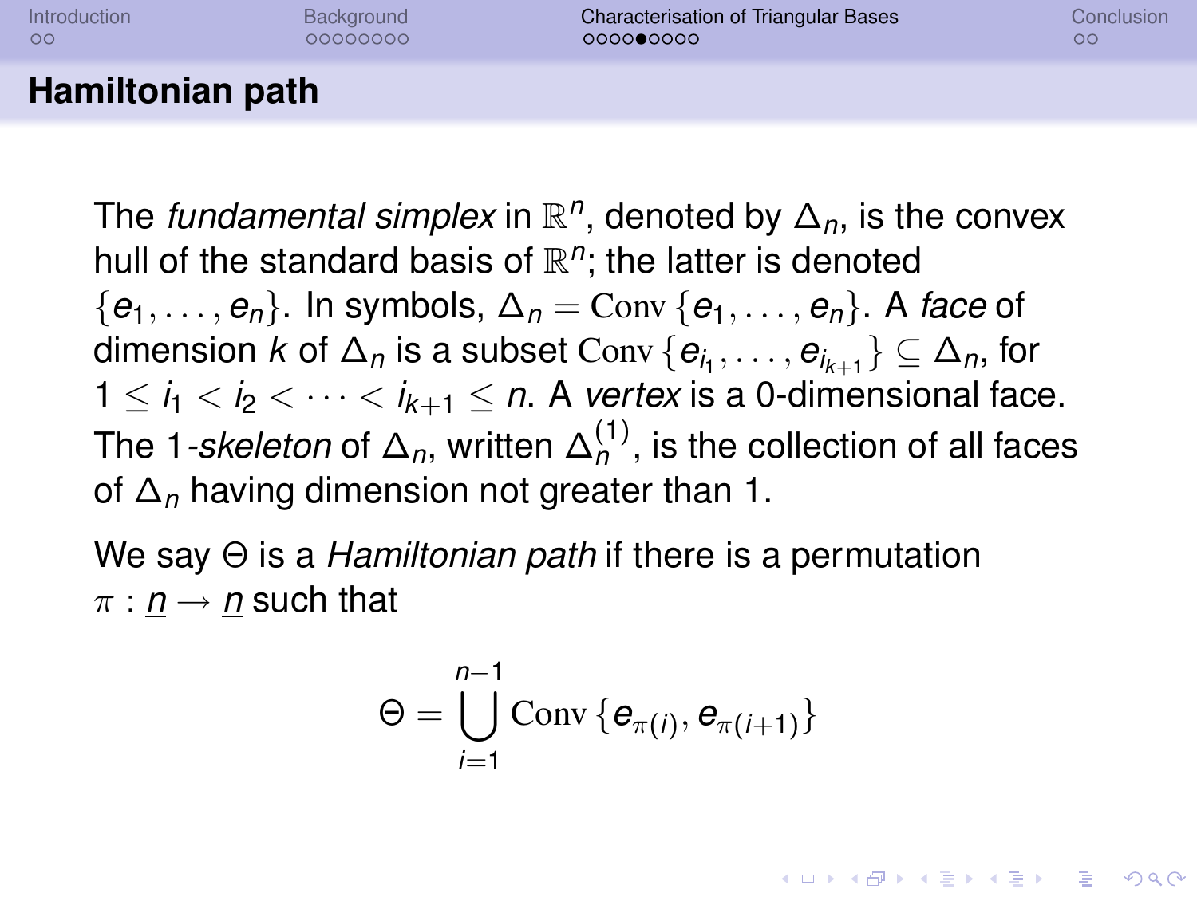## Hamiltonian path

The *fundamental simplex* in $\mathbb{R}^n$, denoted by $\Delta_n$, is the convex hull of the standard basis of $\mathbb{R}^n$; the latter is denoted $\{e_1, \ldots, e_n\}$. In symbols, $\Delta_n = \mathrm{Conv}\{e_1, \ldots, e_n\}$. A *face* of dimension $k$ of $\Delta_n$ is a subset $\mathrm{Conv}\{e_{i_1}, \ldots, e_{i_{k+1}}\} \subseteq \Delta_n$, for $1 \leq i_1 < i_2 < \cdots < i_{k+1} \leq n$. A *vertex* is a 0-dimensional face. The 1-*skeleton* of $\Delta_n$, written $\Delta_n^{(1)}$, is the collection of all faces of $\Delta_n$ having dimension not greater than 1.

We say $\Theta$ is a *Hamiltonian path* if there is a permutation $\pi : \underline{n} \to \underline{n}$ such that

$$\Theta = \bigcup_{i=1}^{n-1} \mathrm{Conv}\{e_{\pi(i)}, e_{\pi(i+1)}\}$$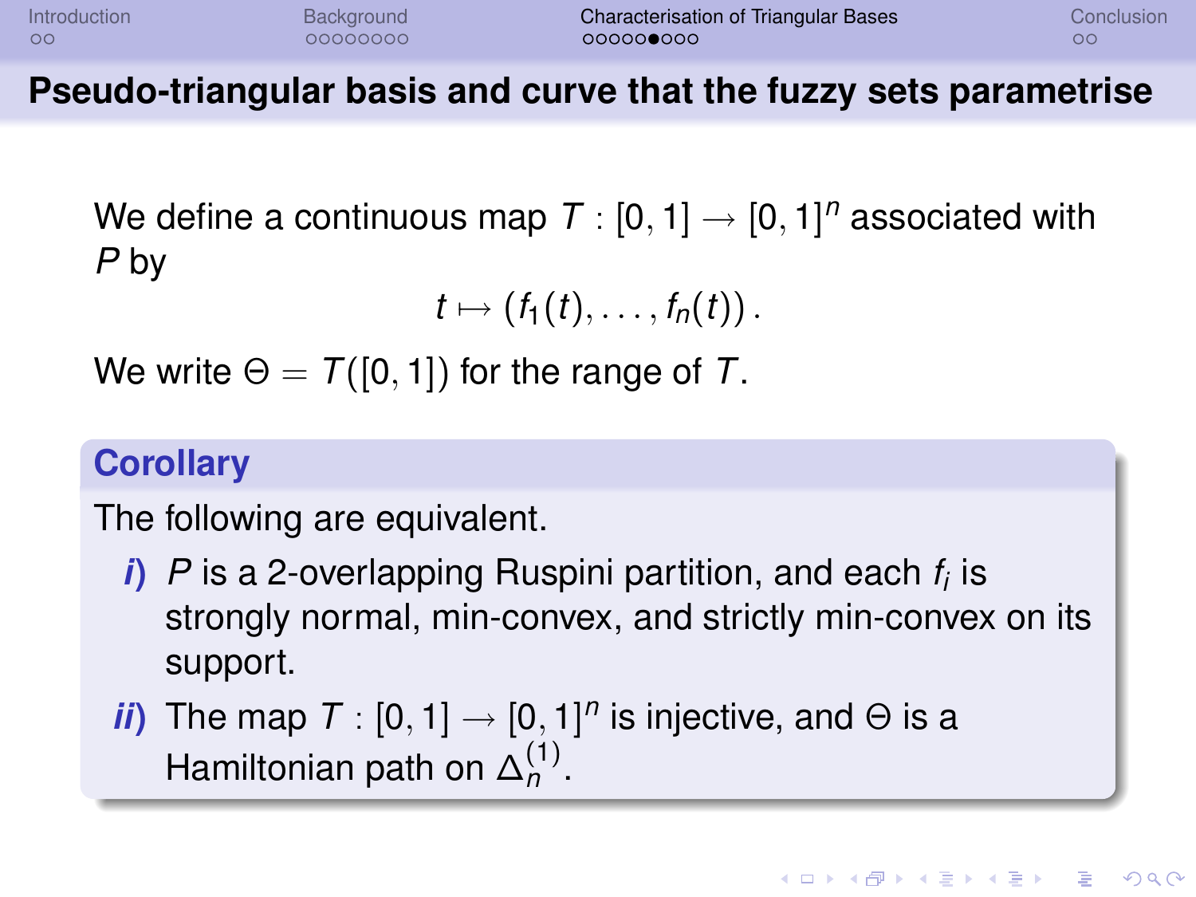## Pseudo-triangular basis and curve that the fuzzy sets parametrise

We define a continuous map $T : [0,1] \to [0,1]^n$ associated with $P$ by

$$t \mapsto (f_1(t), \ldots, f_n(t)) \, .$$

We write $\Theta = T([0,1])$ for the range of $T$.

**Corollary**

The following are equivalent.

- ***i***) $P$ is a 2-overlapping Ruspini partition, and each $f_i$ is strongly normal, min-convex, and strictly min-convex on its support.
- ***ii***) The map $T : [0,1] \to [0,1]^n$ is injective, and $\Theta$ is a Hamiltonian path on $\Delta_n^{(1)}$.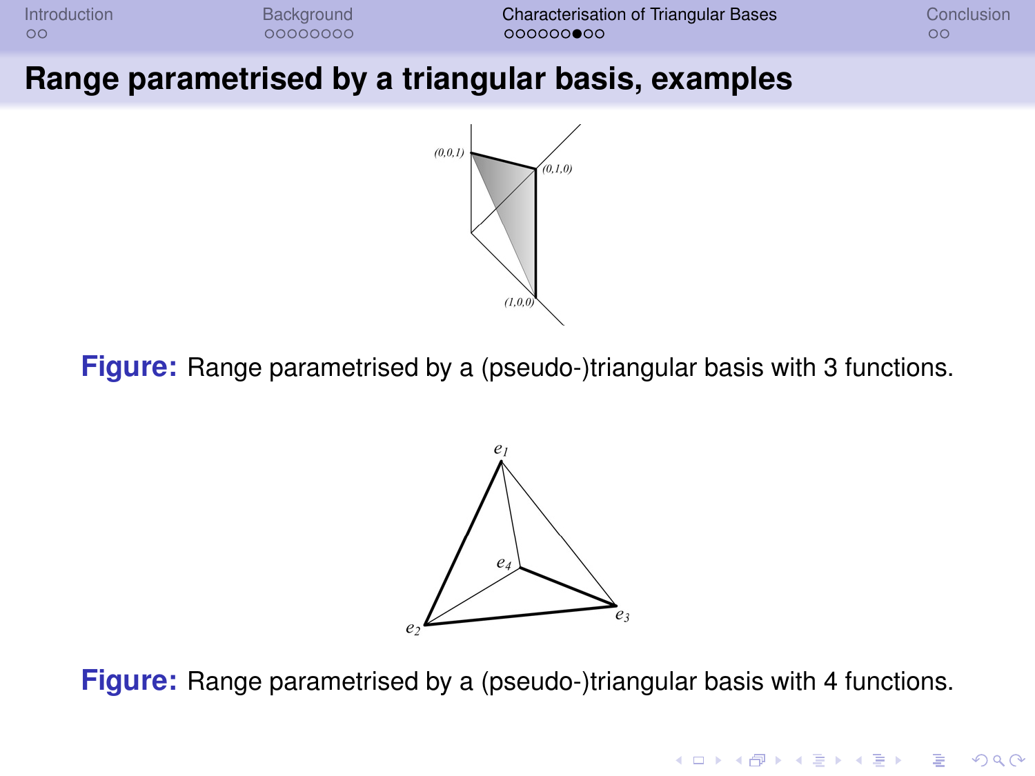## Range parametrised by a triangular basis, examples

**Figure:** Range parametrised by a (pseudo-)triangular basis with 3 functions.

**Figure:** Range parametrised by a (pseudo-)triangular basis with 4 functions.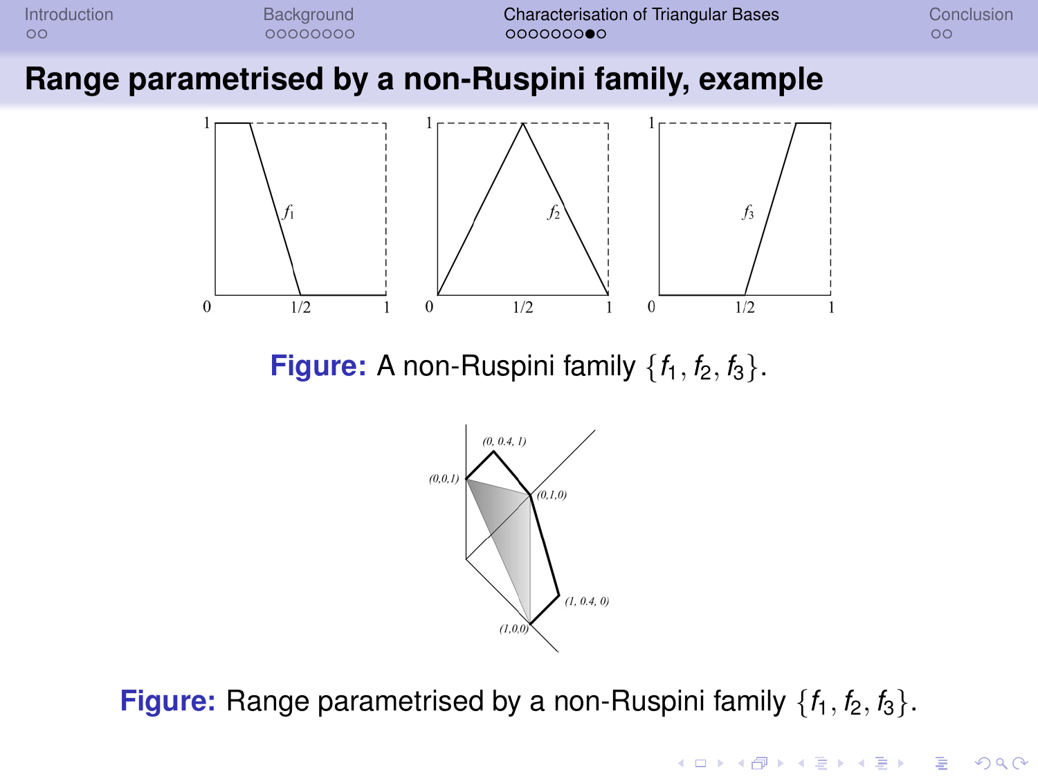## Range parametrised by a non-Ruspini family, example

**Figure:** A non-Ruspini family $\{f_1, f_2, f_3\}$.

**Figure:** Range parametrised by a non-Ruspini family $\{f_1, f_2, f_3\}$.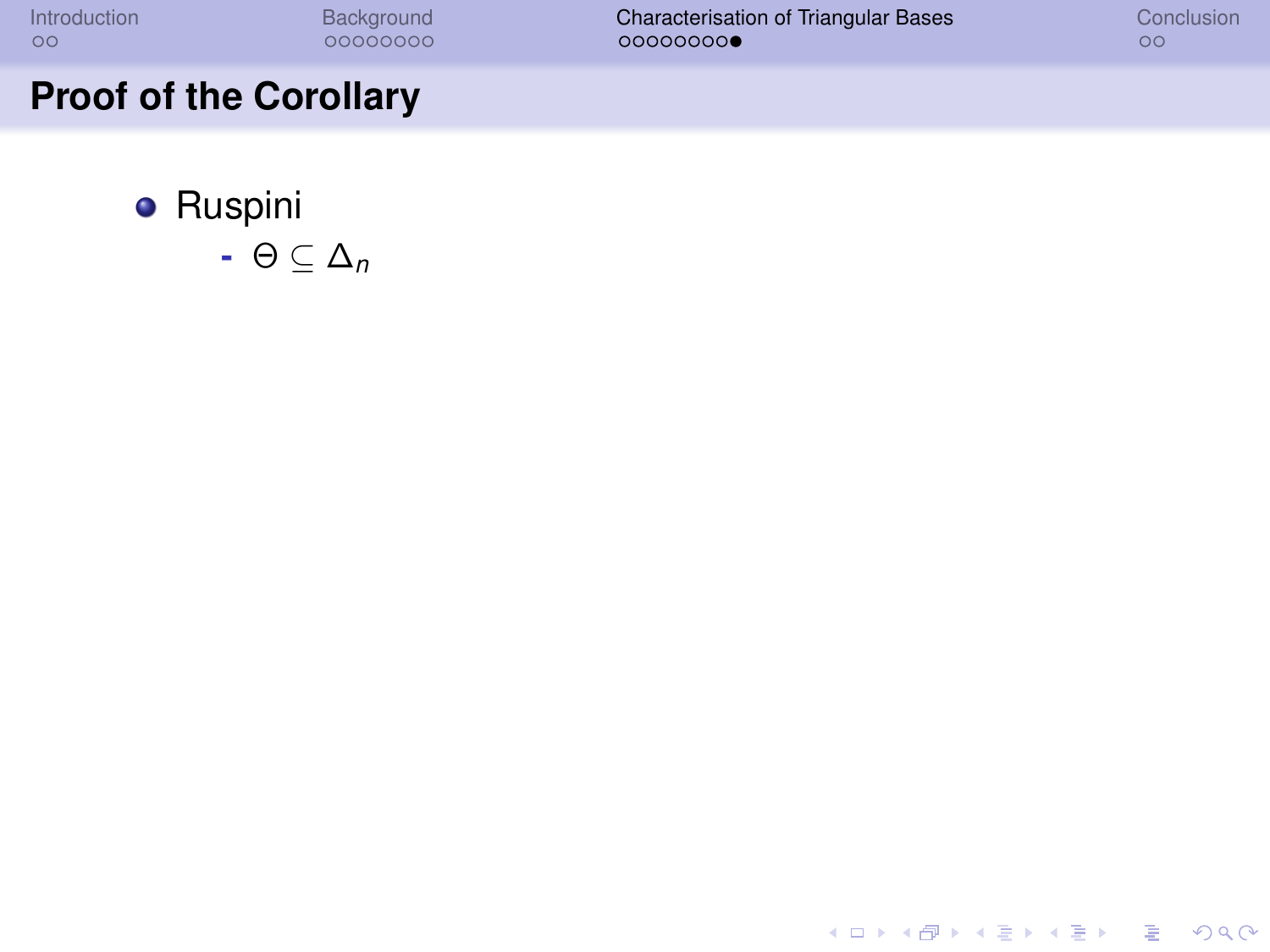## Proof of the Corollary

- Ruspini
  - $\Theta \subseteq \Delta_n$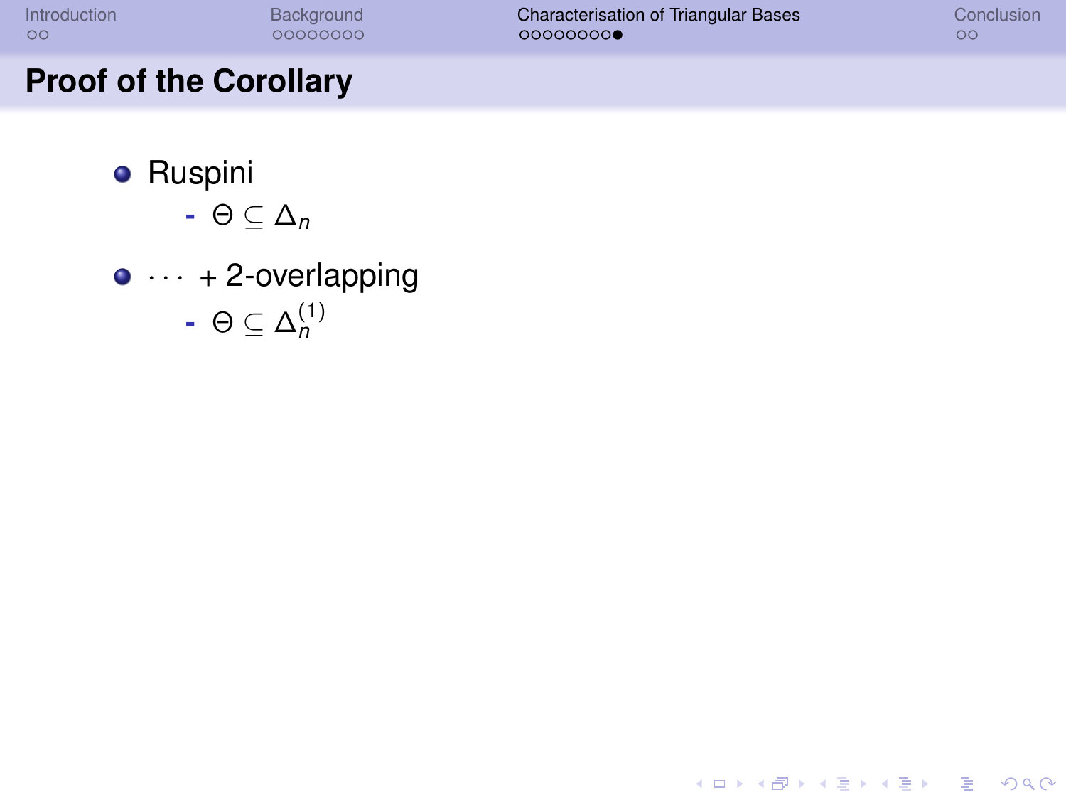## Proof of the Corollary

- Ruspini
  - $\Theta \subseteq \Delta_n$
- $\cdots$ + 2-overlapping
  - $\Theta \subseteq \Delta_n^{(1)}$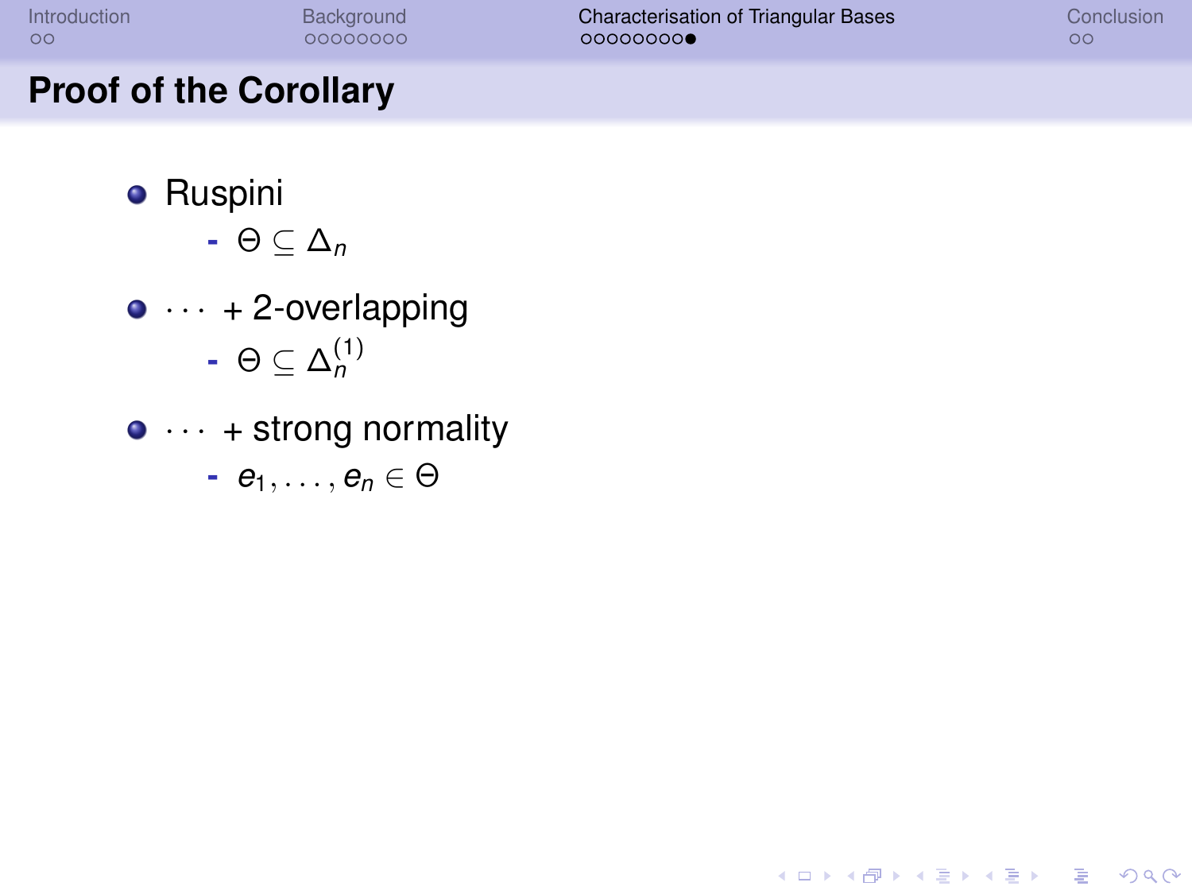## Proof of the Corollary

- Ruspini
  - $\Theta \subseteq \Delta_n$
- $\cdots$ + 2-overlapping
  - $\Theta \subseteq \Delta_n^{(1)}$
- $\cdots$ + strong normality
  - $e_1, \ldots, e_n \in \Theta$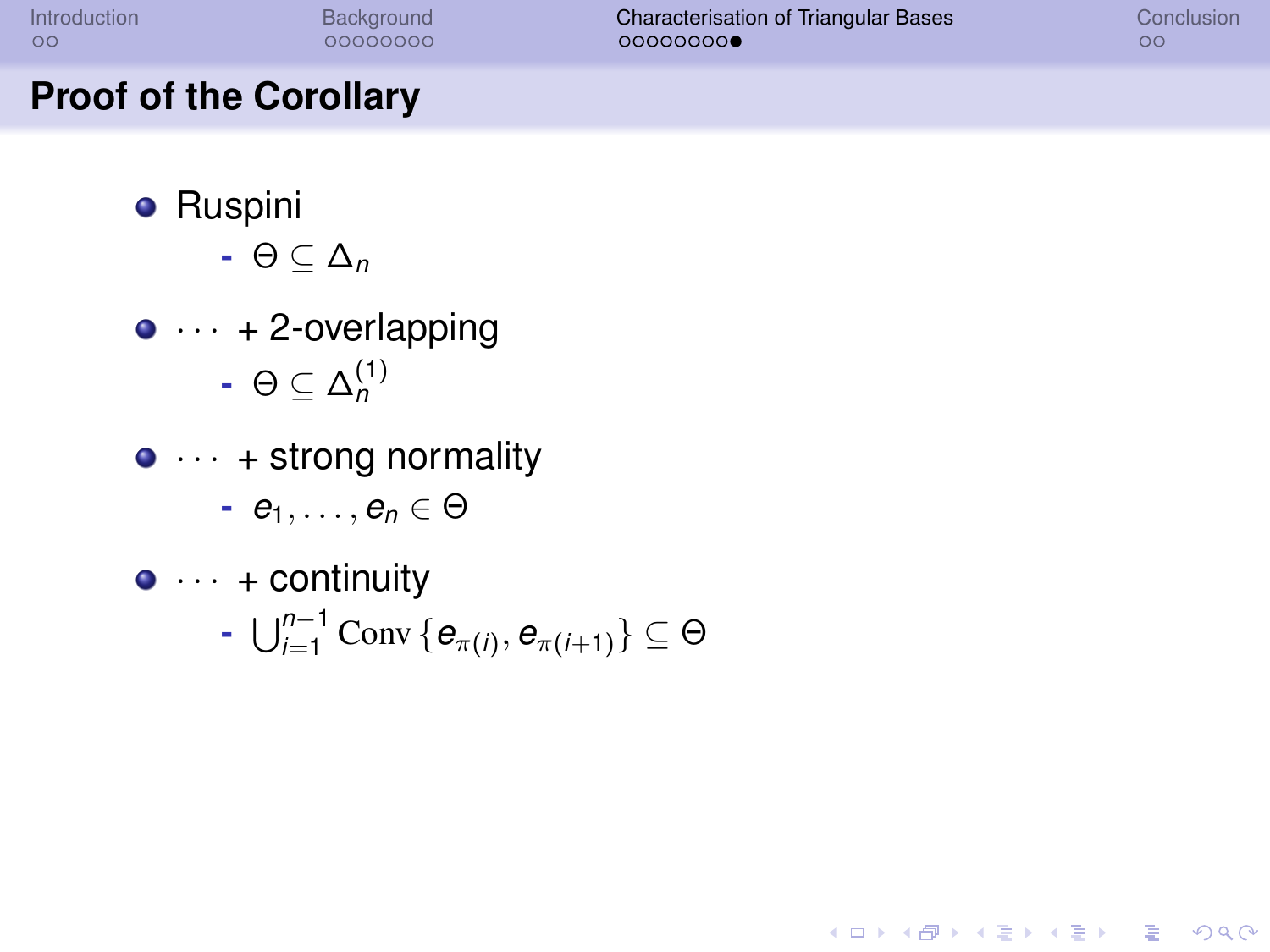## Proof of the Corollary

- Ruspini
  - $\Theta \subseteq \Delta_n$
- $\cdots$ + 2-overlapping
  - $\Theta \subseteq \Delta_n^{(1)}$
- $\cdots$ + strong normality
  - $e_1, \ldots, e_n \in \Theta$
- $\cdots$ + continuity
  - $\bigcup_{i=1}^{n-1} \mathrm{Conv}\left\{e_{\pi(i)}, e_{\pi(i+1)}\right\} \subseteq \Theta$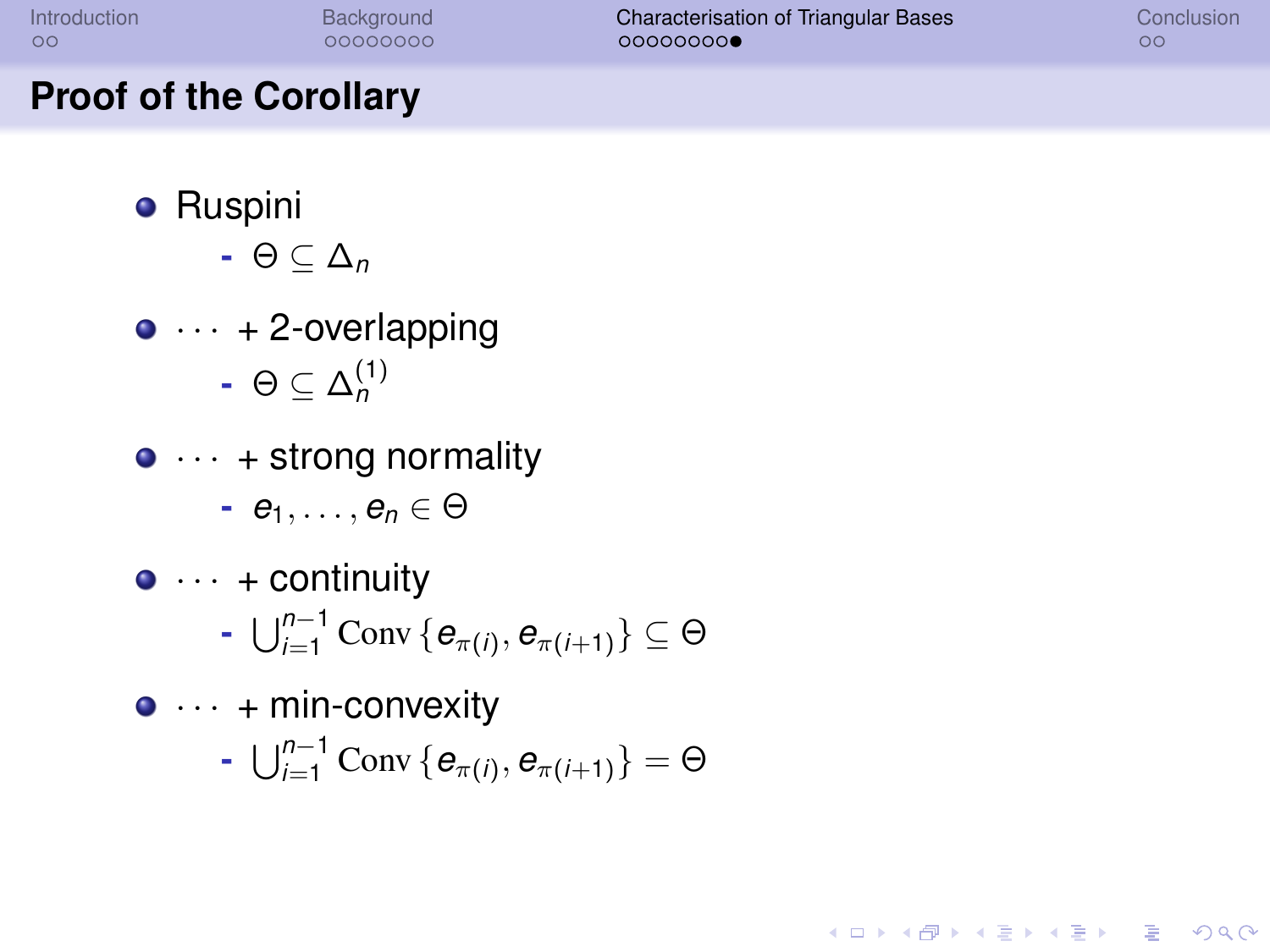## Proof of the Corollary

- Ruspini
  - $\Theta \subseteq \Delta_n$
- $\cdots$ + 2-overlapping
  - $\Theta \subseteq \Delta_n^{(1)}$
- $\cdots$ + strong normality
  - $e_1, \ldots, e_n \in \Theta$
- $\cdots$ + continuity
  - $\bigcup_{i=1}^{n-1} \mathrm{Conv}\left\{e_{\pi(i)}, e_{\pi(i+1)}\right\} \subseteq \Theta$
- $\cdots$ + min-convexity
  - $\bigcup_{i=1}^{n-1} \mathrm{Conv}\left\{e_{\pi(i)}, e_{\pi(i+1)}\right\} = \Theta$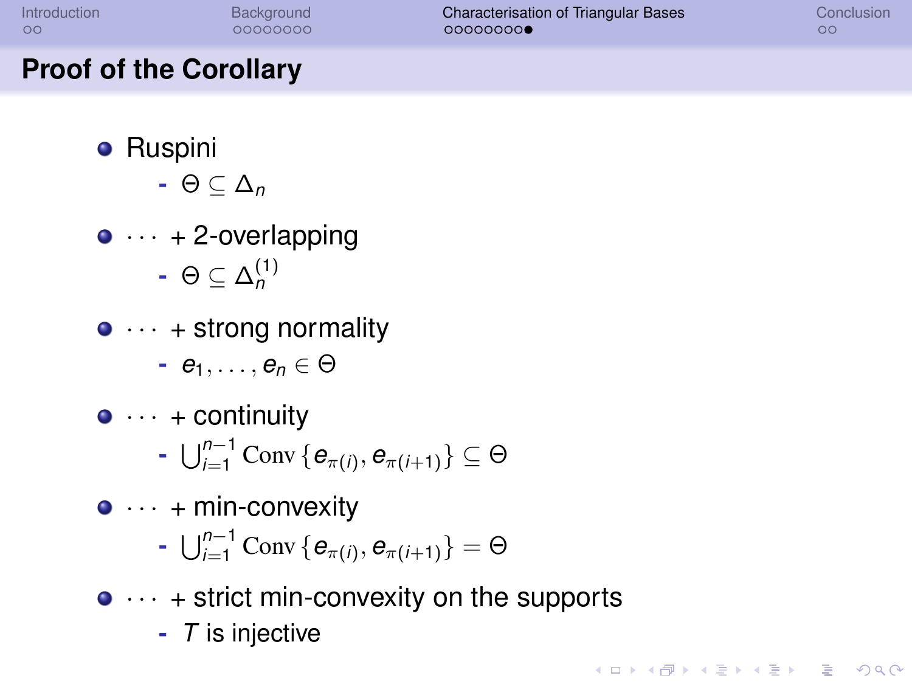## Proof of the Corollary

- Ruspini
  - $\Theta \subseteq \Delta_n$
- $\cdots$ + 2-overlapping
  - $\Theta \subseteq \Delta_n^{(1)}$
- $\cdots$ + strong normality
  - $e_1, \ldots, e_n \in \Theta$
- $\cdots$ + continuity
  - $\bigcup_{i=1}^{n-1} \mathrm{Conv}\left\{e_{\pi(i)}, e_{\pi(i+1)}\right\} \subseteq \Theta$
- $\cdots$ + min-convexity
  - $\bigcup_{i=1}^{n-1} \mathrm{Conv}\left\{e_{\pi(i)}, e_{\pi(i+1)}\right\} = \Theta$
- $\cdots$ + strict min-convexity on the supports
  - $T$ is injective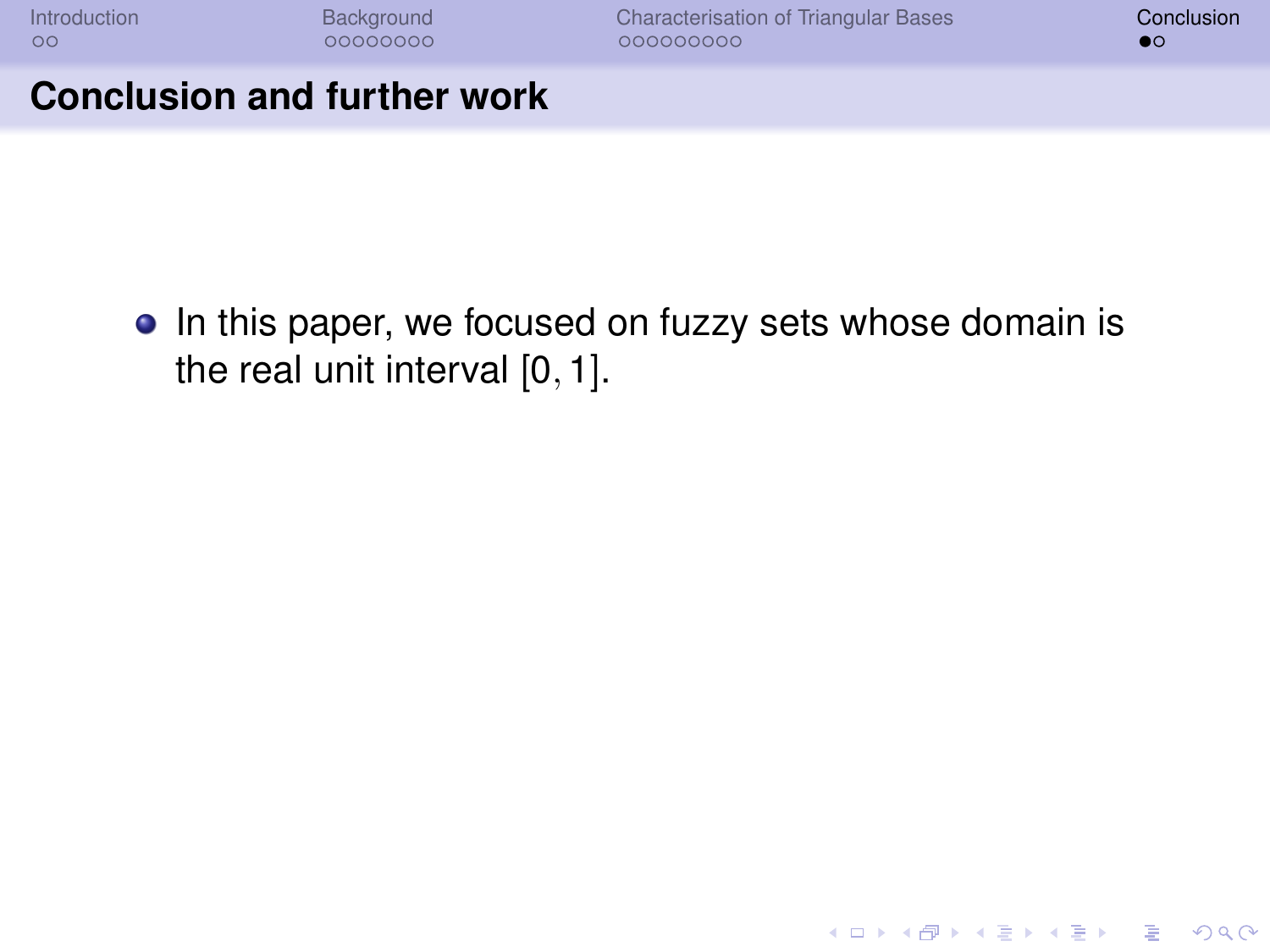## Conclusion and further work

- In this paper, we focused on fuzzy sets whose domain is the real unit interval $[0, 1]$.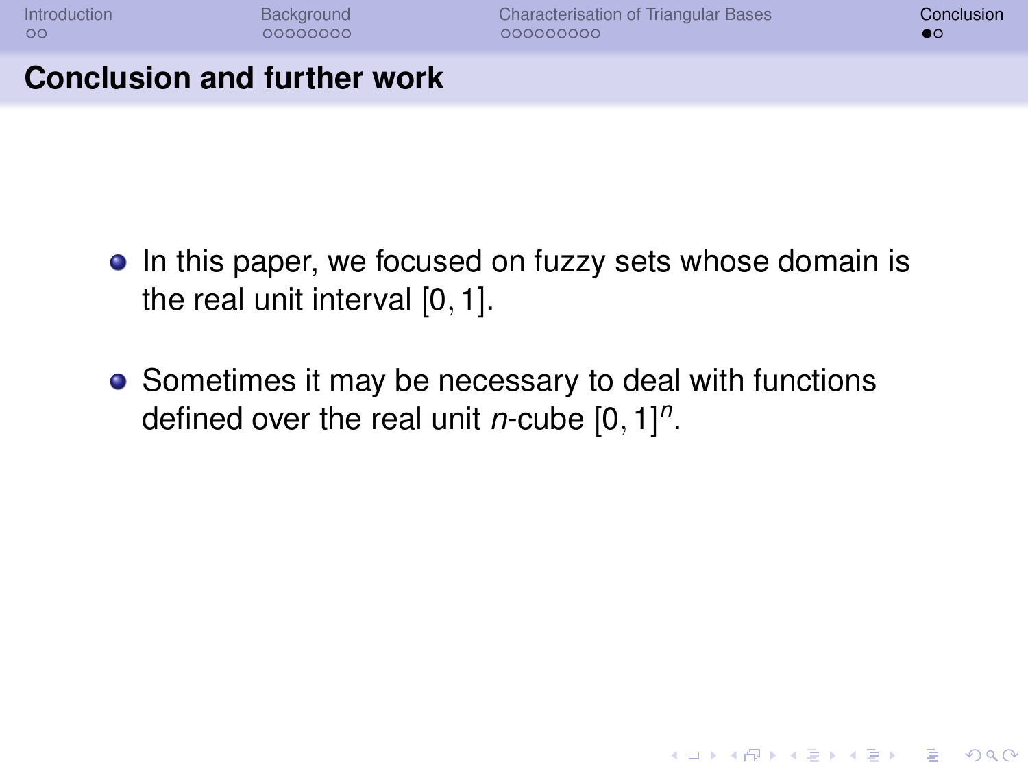## Conclusion and further work

- In this paper, we focused on fuzzy sets whose domain is the real unit interval $[0, 1]$.
- Sometimes it may be necessary to deal with functions defined over the real unit $n$-cube $[0, 1]^n$.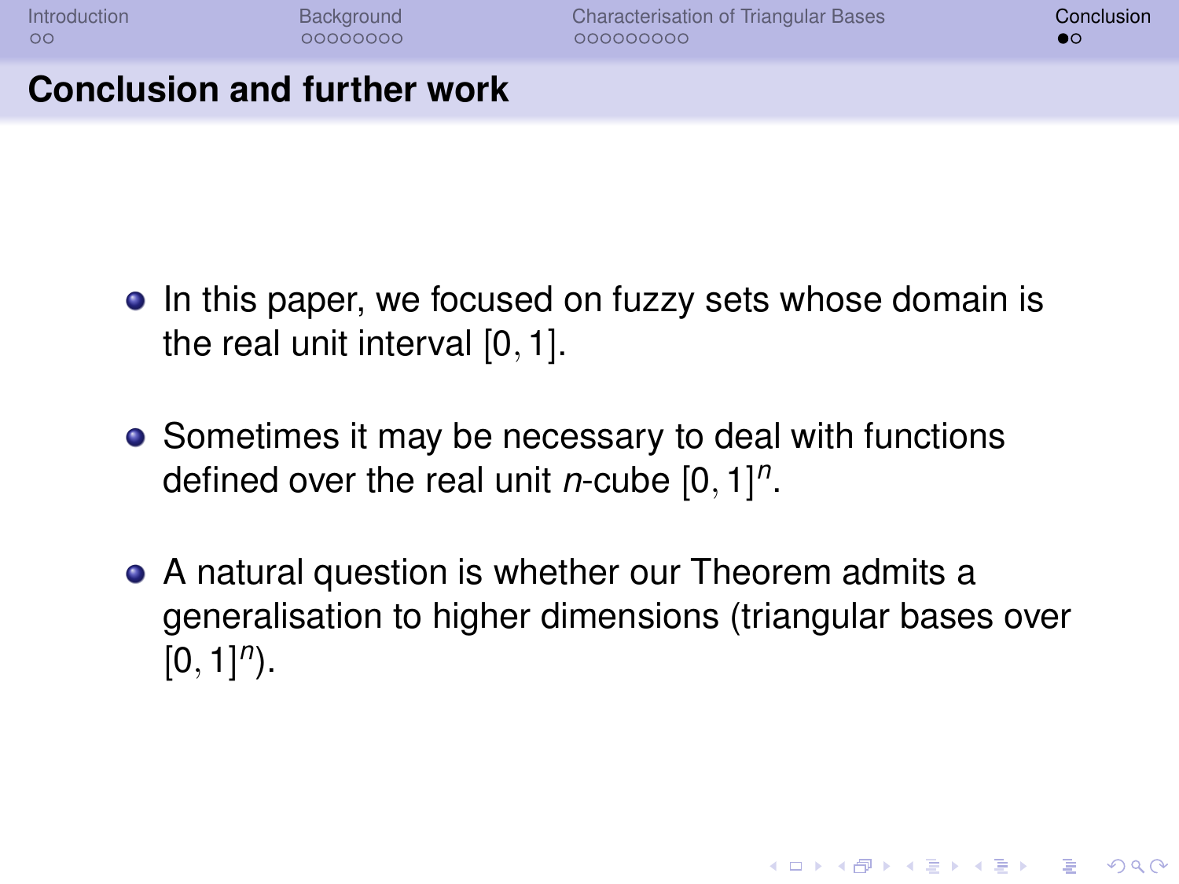## Conclusion and further work

- In this paper, we focused on fuzzy sets whose domain is the real unit interval $[0, 1]$.
- Sometimes it may be necessary to deal with functions defined over the real unit $n$-cube $[0, 1]^n$.
- A natural question is whether our Theorem admits a generalisation to higher dimensions (triangular bases over $[0, 1]^n$).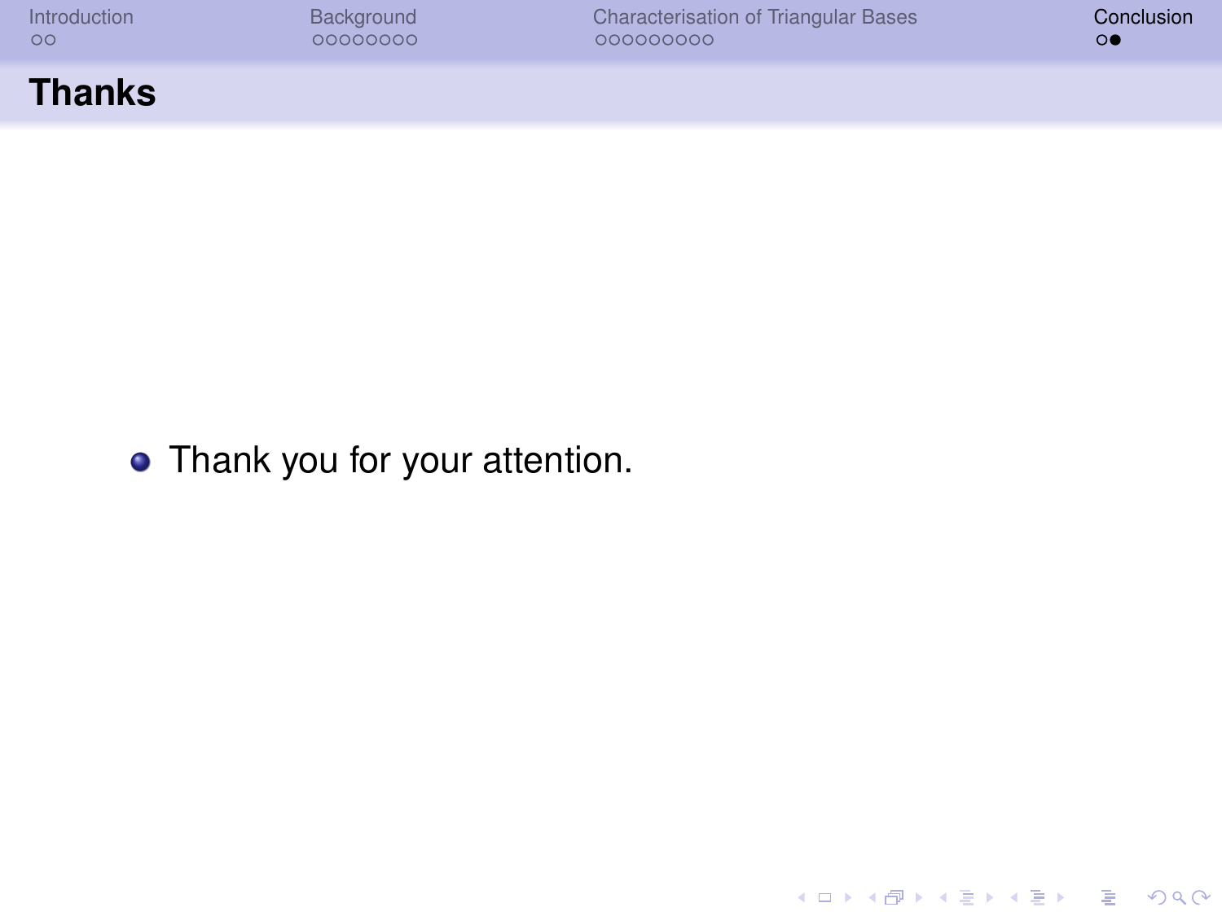# Thanks

- Thank you for your attention.